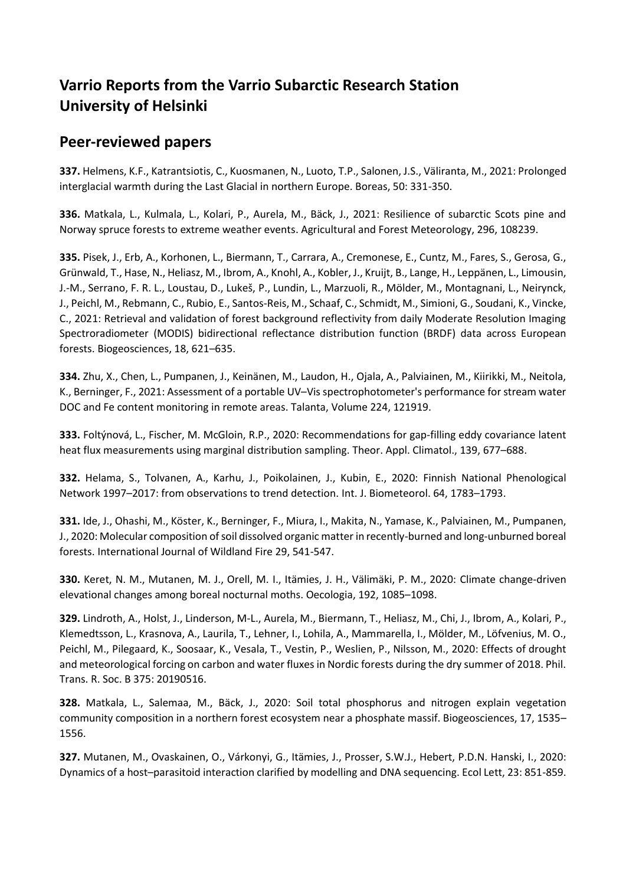# Varrio Reports from the Varrio Subarctic Research Station
# University of Helsinki

## Peer-reviewed papers

**337.** Helmens, K.F., Katrantsiotis, C., Kuosmanen, N., Luoto, T.P., Salonen, J.S., Väliranta, M., 2021: Prolonged interglacial warmth during the Last Glacial in northern Europe. Boreas, 50: 331-350.

**336.** Matkala, L., Kulmala, L., Kolari, P., Aurela, M., Bäck, J., 2021: Resilience of subarctic Scots pine and Norway spruce forests to extreme weather events. Agricultural and Forest Meteorology, 296, 108239.

**335.** Pisek, J., Erb, A., Korhonen, L., Biermann, T., Carrara, A., Cremonese, E., Cuntz, M., Fares, S., Gerosa, G., Grünwald, T., Hase, N., Heliasz, M., Ibrom, A., Knohl, A., Kobler, J., Kruijt, B., Lange, H., Leppänen, L., Limousin, J.-M., Serrano, F. R. L., Loustau, D., Lukeš, P., Lundin, L., Marzuoli, R., Mölder, M., Montagnani, L., Neirynck, J., Peichl, M., Rebmann, C., Rubio, E., Santos-Reis, M., Schaaf, C., Schmidt, M., Simioni, G., Soudani, K., Vincke, C., 2021: Retrieval and validation of forest background reflectivity from daily Moderate Resolution Imaging Spectroradiometer (MODIS) bidirectional reflectance distribution function (BRDF) data across European forests. Biogeosciences, 18, 621–635.

**334.** Zhu, X., Chen, L., Pumpanen, J., Keinänen, M., Laudon, H., Ojala, A., Palviainen, M., Kiirikki, M., Neitola, K., Berninger, F., 2021: Assessment of a portable UV–Vis spectrophotometer's performance for stream water DOC and Fe content monitoring in remote areas. Talanta, Volume 224, 121919.

**333.** Foltýnová, L., Fischer, M. McGloin, R.P., 2020: Recommendations for gap-filling eddy covariance latent heat flux measurements using marginal distribution sampling. Theor. Appl. Climatol., 139, 677–688.

**332.** Helama, S., Tolvanen, A., Karhu, J., Poikolainen, J., Kubin, E., 2020: Finnish National Phenological Network 1997–2017: from observations to trend detection. Int. J. Biometeorol. 64, 1783–1793.

**331.** Ide, J., Ohashi, M., Köster, K., Berninger, F., Miura, I., Makita, N., Yamase, K., Palviainen, M., Pumpanen, J., 2020: Molecular composition of soil dissolved organic matter in recently-burned and long-unburned boreal forests. International Journal of Wildland Fire 29, 541-547.

**330.** Keret, N. M., Mutanen, M. J., Orell, M. I., Itämies, J. H., Välimäki, P. M., 2020: Climate change-driven elevational changes among boreal nocturnal moths. Oecologia, 192, 1085–1098.

**329.** Lindroth, A., Holst, J., Linderson, M-L., Aurela, M., Biermann, T., Heliasz, M., Chi, J., Ibrom, A., Kolari, P., Klemedtsson, L., Krasnova, A., Laurila, T., Lehner, I., Lohila, A., Mammarella, I., Mölder, M., Löfvenius, M. O., Peichl, M., Pilegaard, K., Soosaar, K., Vesala, T., Vestin, P., Weslien, P., Nilsson, M., 2020: Effects of drought and meteorological forcing on carbon and water fluxes in Nordic forests during the dry summer of 2018. Phil. Trans. R. Soc. B 375: 20190516.

**328.** Matkala, L., Salemaa, M., Bäck, J., 2020: Soil total phosphorus and nitrogen explain vegetation community composition in a northern forest ecosystem near a phosphate massif. Biogeosciences, 17, 1535–1556.

**327.** Mutanen, M., Ovaskainen, O., Várkonyi, G., Itämies, J., Prosser, S.W.J., Hebert, P.D.N. Hanski, I., 2020: Dynamics of a host–parasitoid interaction clarified by modelling and DNA sequencing. Ecol Lett, 23: 851-859.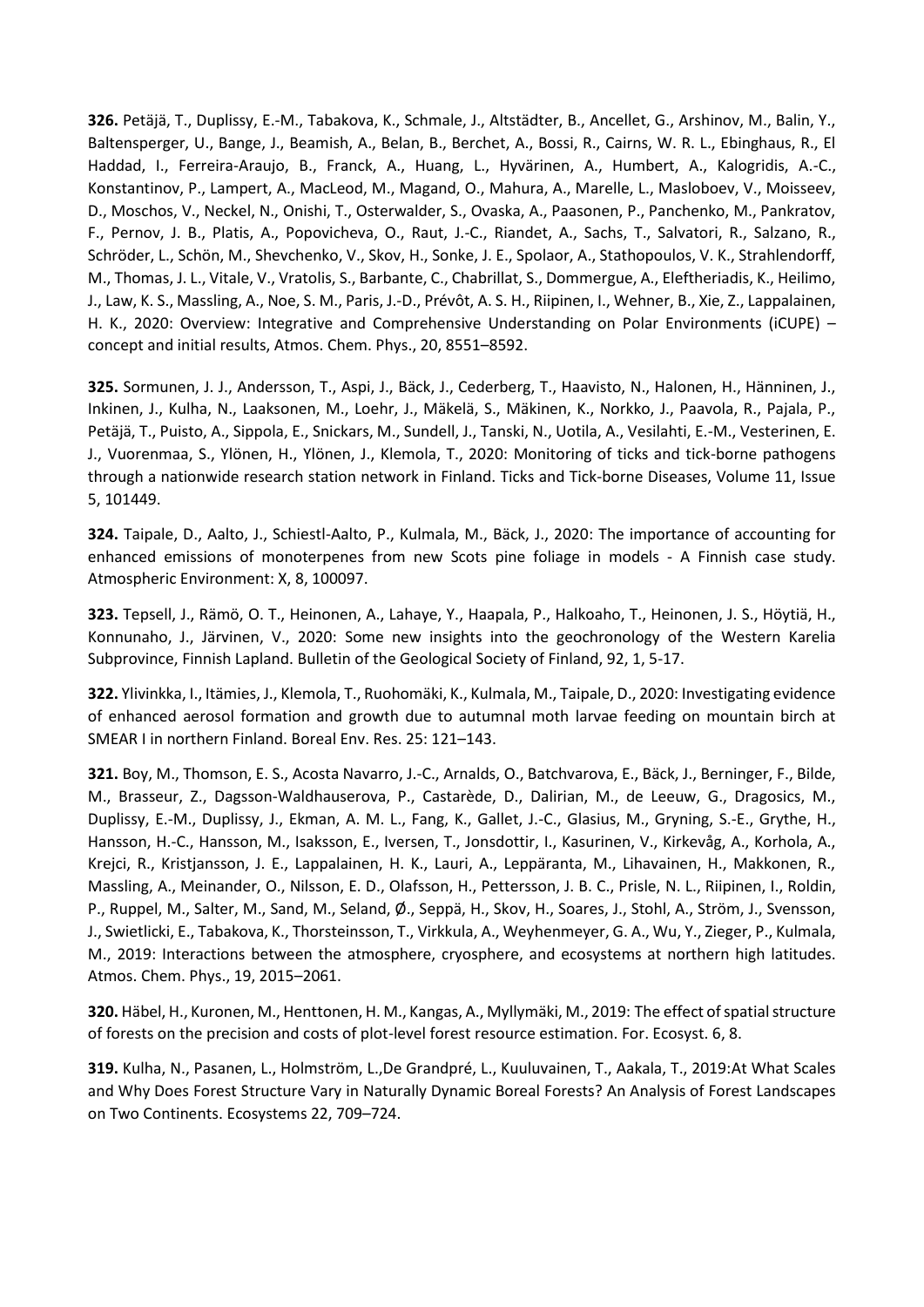**326.** Petäjä, T., Duplissy, E.-M., Tabakova, K., Schmale, J., Altstädter, B., Ancellet, G., Arshinov, M., Balin, Y., Baltensperger, U., Bange, J., Beamish, A., Belan, B., Berchet, A., Bossi, R., Cairns, W. R. L., Ebinghaus, R., El Haddad, I., Ferreira-Araujo, B., Franck, A., Huang, L., Hyvärinen, A., Humbert, A., Kalogridis, A.-C., Konstantinov, P., Lampert, A., MacLeod, M., Magand, O., Mahura, A., Marelle, L., Masloboev, V., Moisseev, D., Moschos, V., Neckel, N., Onishi, T., Osterwalder, S., Ovaska, A., Paasonen, P., Panchenko, M., Pankratov, F., Pernov, J. B., Platis, A., Popovicheva, O., Raut, J.-C., Riandet, A., Sachs, T., Salvatori, R., Salzano, R., Schröder, L., Schön, M., Shevchenko, V., Skov, H., Sonke, J. E., Spolaor, A., Stathopoulos, V. K., Strahlendorff, M., Thomas, J. L., Vitale, V., Vratolis, S., Barbante, C., Chabrillat, S., Dommergue, A., Eleftheriadis, K., Heilimo, J., Law, K. S., Massling, A., Noe, S. M., Paris, J.-D., Prévôt, A. S. H., Riipinen, I., Wehner, B., Xie, Z., Lappalainen, H. K., 2020: Overview: Integrative and Comprehensive Understanding on Polar Environments (iCUPE) – concept and initial results, Atmos. Chem. Phys., 20, 8551–8592.

**325.** Sormunen, J. J., Andersson, T., Aspi, J., Bäck, J., Cederberg, T., Haavisto, N., Halonen, H., Hänninen, J., Inkinen, J., Kulha, N., Laaksonen, M., Loehr, J., Mäkelä, S., Mäkinen, K., Norkko, J., Paavola, R., Pajala, P., Petäjä, T., Puisto, A., Sippola, E., Snickars, M., Sundell, J., Tanski, N., Uotila, A., Vesilahti, E.-M., Vesterinen, E. J., Vuorenmaa, S., Ylönen, H., Ylönen, J., Klemola, T., 2020: Monitoring of ticks and tick-borne pathogens through a nationwide research station network in Finland. Ticks and Tick-borne Diseases, Volume 11, Issue 5, 101449.

**324.** Taipale, D., Aalto, J., Schiestl-Aalto, P., Kulmala, M., Bäck, J., 2020: The importance of accounting for enhanced emissions of monoterpenes from new Scots pine foliage in models - A Finnish case study. Atmospheric Environment: X, 8, 100097.

**323.** Tepsell, J., Rämö, O. T., Heinonen, A., Lahaye, Y., Haapala, P., Halkoaho, T., Heinonen, J. S., Höytiä, H., Konnunaho, J., Järvinen, V., 2020: Some new insights into the geochronology of the Western Karelia Subprovince, Finnish Lapland. Bulletin of the Geological Society of Finland, 92, 1, 5-17.

**322.** Ylivinkka, I., Itämies, J., Klemola, T., Ruohomäki, K., Kulmala, M., Taipale, D., 2020: Investigating evidence of enhanced aerosol formation and growth due to autumnal moth larvae feeding on mountain birch at SMEAR I in northern Finland. Boreal Env. Res. 25: 121–143.

**321.** Boy, M., Thomson, E. S., Acosta Navarro, J.-C., Arnalds, O., Batchvarova, E., Bäck, J., Berninger, F., Bilde, M., Brasseur, Z., Dagsson-Waldhauserova, P., Castarède, D., Dalirian, M., de Leeuw, G., Dragosics, M., Duplissy, E.-M., Duplissy, J., Ekman, A. M. L., Fang, K., Gallet, J.-C., Glasius, M., Gryning, S.-E., Grythe, H., Hansson, H.-C., Hansson, M., Isaksson, E., Iversen, T., Jonsdottir, I., Kasurinen, V., Kirkevåg, A., Korhola, A., Krejci, R., Kristjansson, J. E., Lappalainen, H. K., Lauri, A., Leppäranta, M., Lihavainen, H., Makkonen, R., Massling, A., Meinander, O., Nilsson, E. D., Olafsson, H., Pettersson, J. B. C., Prisle, N. L., Riipinen, I., Roldin, P., Ruppel, M., Salter, M., Sand, M., Seland, Ø., Seppä, H., Skov, H., Soares, J., Stohl, A., Ström, J., Svensson, J., Swietlicki, E., Tabakova, K., Thorsteinsson, T., Virkkula, A., Weyhenmeyer, G. A., Wu, Y., Zieger, P., Kulmala, M., 2019: Interactions between the atmosphere, cryosphere, and ecosystems at northern high latitudes. Atmos. Chem. Phys., 19, 2015–2061.

**320.** Häbel, H., Kuronen, M., Henttonen, H. M., Kangas, A., Myllymäki, M., 2019: The effect of spatial structure of forests on the precision and costs of plot-level forest resource estimation. For. Ecosyst. 6, 8.

**319.** Kulha, N., Pasanen, L., Holmström, L.,De Grandpré, L., Kuuluvainen, T., Aakala, T., 2019:At What Scales and Why Does Forest Structure Vary in Naturally Dynamic Boreal Forests? An Analysis of Forest Landscapes on Two Continents. Ecosystems 22, 709–724.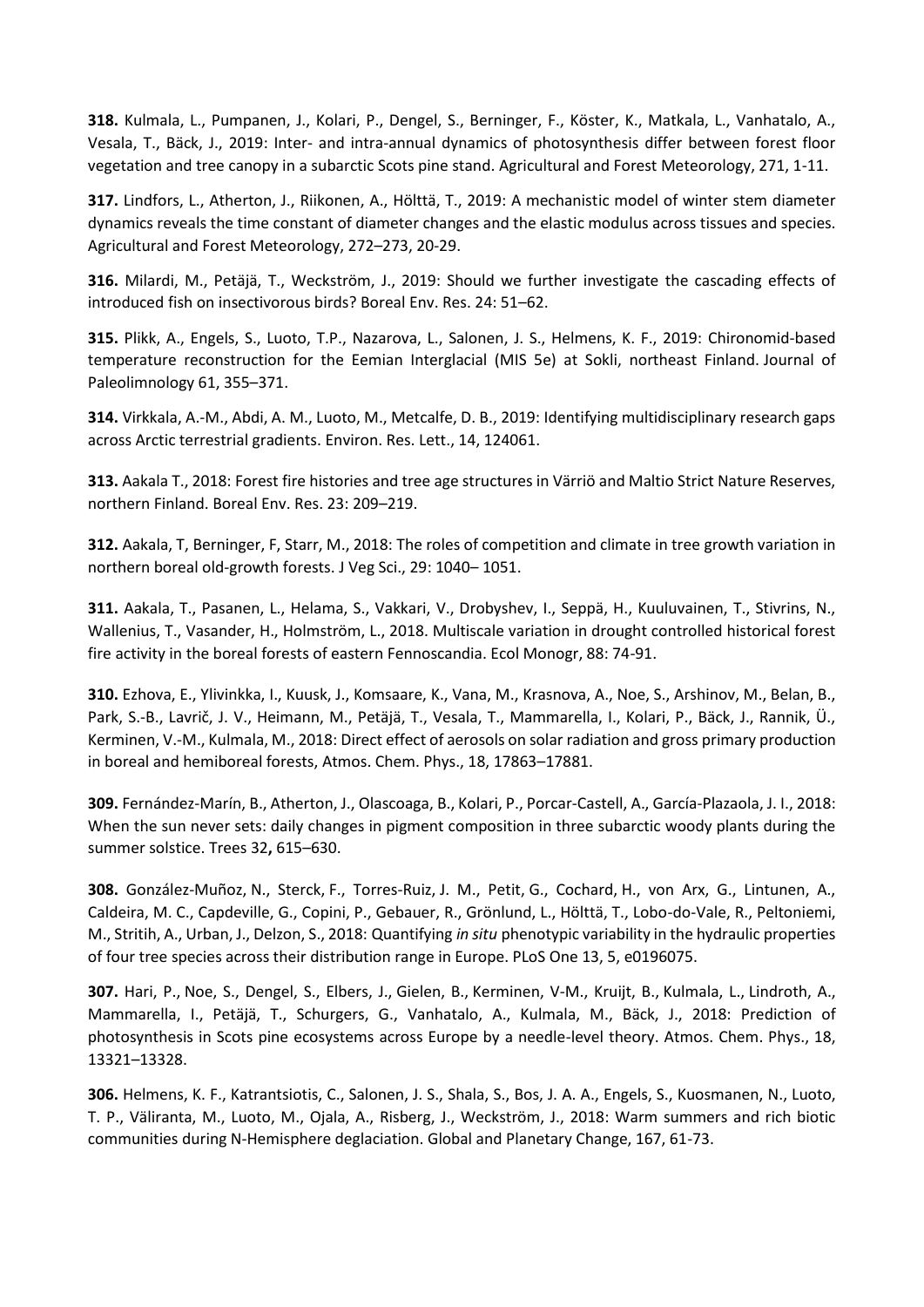**318.** Kulmala, L., Pumpanen, J., Kolari, P., Dengel, S., Berninger, F., Köster, K., Matkala, L., Vanhatalo, A., Vesala, T., Bäck, J., 2019: Inter- and intra-annual dynamics of photosynthesis differ between forest floor vegetation and tree canopy in a subarctic Scots pine stand. Agricultural and Forest Meteorology, 271, 1-11.

**317.** Lindfors, L., Atherton, J., Riikonen, A., Hölttä, T., 2019: A mechanistic model of winter stem diameter dynamics reveals the time constant of diameter changes and the elastic modulus across tissues and species. Agricultural and Forest Meteorology, 272–273, 20-29.

**316.** Milardi, M., Petäjä, T., Weckström, J., 2019: Should we further investigate the cascading effects of introduced fish on insectivorous birds? Boreal Env. Res. 24: 51–62.

**315.** Plikk, A., Engels, S., Luoto, T.P., Nazarova, L., Salonen, J. S., Helmens, K. F., 2019: Chironomid-based temperature reconstruction for the Eemian Interglacial (MIS 5e) at Sokli, northeast Finland. Journal of Paleolimnology 61, 355–371.

**314.** Virkkala, A.-M., Abdi, A. M., Luoto, M., Metcalfe, D. B., 2019: Identifying multidisciplinary research gaps across Arctic terrestrial gradients. Environ. Res. Lett., 14, 124061.

**313.** Aakala T., 2018: Forest fire histories and tree age structures in Värriö and Maltio Strict Nature Reserves, northern Finland. Boreal Env. Res. 23: 209–219.

**312.** Aakala, T, Berninger, F, Starr, M., 2018: The roles of competition and climate in tree growth variation in northern boreal old-growth forests. J Veg Sci., 29: 1040– 1051.

**311.** Aakala, T., Pasanen, L., Helama, S., Vakkari, V., Drobyshev, I., Seppä, H., Kuuluvainen, T., Stivrins, N., Wallenius, T., Vasander, H., Holmström, L., 2018. Multiscale variation in drought controlled historical forest fire activity in the boreal forests of eastern Fennoscandia. Ecol Monogr, 88: 74-91.

**310.** Ezhova, E., Ylivinkka, I., Kuusk, J., Komsaare, K., Vana, M., Krasnova, A., Noe, S., Arshinov, M., Belan, B., Park, S.-B., Lavrič, J. V., Heimann, M., Petäjä, T., Vesala, T., Mammarella, I., Kolari, P., Bäck, J., Rannik, Ü., Kerminen, V.-M., Kulmala, M., 2018: Direct effect of aerosols on solar radiation and gross primary production in boreal and hemiboreal forests, Atmos. Chem. Phys., 18, 17863–17881.

**309.** Fernández-Marín, B., Atherton, J., Olascoaga, B., Kolari, P., Porcar-Castell, A., García-Plazaola, J. I., 2018: When the sun never sets: daily changes in pigment composition in three subarctic woody plants during the summer solstice. Trees 32**,** 615–630.

**308.** González-Muñoz, N., Sterck, F., Torres-Ruiz, J. M., Petit, G., Cochard, H., von Arx, G., Lintunen, A., Caldeira, M. C., Capdeville, G., Copini, P., Gebauer, R., Grönlund, L., Hölttä, T., Lobo-do-Vale, R., Peltoniemi, M., Stritih, A., Urban, J., Delzon, S., 2018: Quantifying *in situ* phenotypic variability in the hydraulic properties of four tree species across their distribution range in Europe. PLoS One 13, 5, e0196075.

**307.** Hari, P., Noe, S., Dengel, S., Elbers, J., Gielen, B., Kerminen, V-M., Kruijt, B., Kulmala, L., Lindroth, A., Mammarella, I., Petäjä, T., Schurgers, G., Vanhatalo, A., Kulmala, M., Bäck, J., 2018: Prediction of photosynthesis in Scots pine ecosystems across Europe by a needle-level theory. Atmos. Chem. Phys., 18, 13321–13328.

**306.** Helmens, K. F., Katrantsiotis, C., Salonen, J. S., Shala, S., Bos, J. A. A., Engels, S., Kuosmanen, N., Luoto, T. P., Väliranta, M., Luoto, M., Ojala, A., Risberg, J., Weckström, J., 2018: Warm summers and rich biotic communities during N-Hemisphere deglaciation. Global and Planetary Change, 167, 61-73.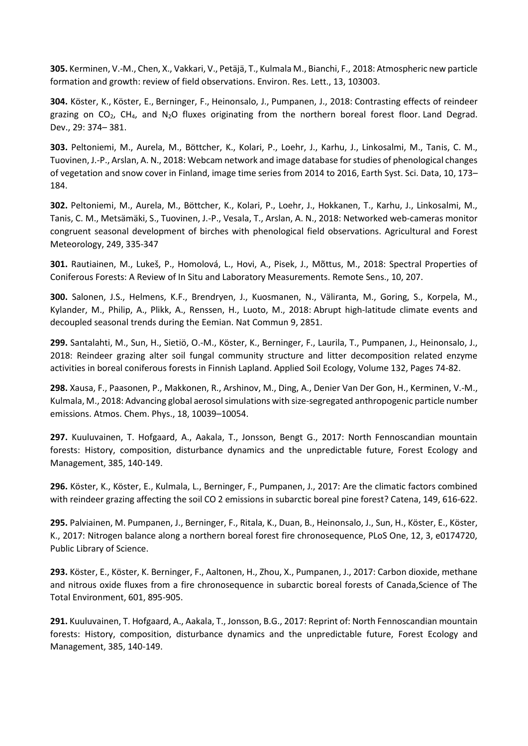**305.** Kerminen, V.-M., Chen, X., Vakkari, V., Petäjä, T., Kulmala M., Bianchi, F., 2018: Atmospheric new particle formation and growth: review of field observations. Environ. Res. Lett., 13, 103003.

**304.** Köster, K., Köster, E., Berninger, F., Heinonsalo, J., Pumpanen, J., 2018: Contrasting effects of reindeer grazing on $CO_2$, $CH_4$, and $N_2O$ fluxes originating from the northern boreal forest floor. Land Degrad. Dev., 29: 374– 381.

**303.** Peltoniemi, M., Aurela, M., Böttcher, K., Kolari, P., Loehr, J., Karhu, J., Linkosalmi, M., Tanis, C. M., Tuovinen, J.-P., Arslan, A. N., 2018: Webcam network and image database for studies of phenological changes of vegetation and snow cover in Finland, image time series from 2014 to 2016, Earth Syst. Sci. Data, 10, 173–184.

**302.** Peltoniemi, M., Aurela, M., Böttcher, K., Kolari, P., Loehr, J., Hokkanen, T., Karhu, J., Linkosalmi, M., Tanis, C. M., Metsämäki, S., Tuovinen, J.-P., Vesala, T., Arslan, A. N., 2018: Networked web-cameras monitor congruent seasonal development of birches with phenological field observations. Agricultural and Forest Meteorology, 249, 335-347

**301.** Rautiainen, M., Lukeš, P., Homolová, L., Hovi, A., Pisek, J., Mõttus, M., 2018: Spectral Properties of Coniferous Forests: A Review of In Situ and Laboratory Measurements. Remote Sens., 10, 207.

**300.** Salonen, J.S., Helmens, K.F., Brendryen, J., Kuosmanen, N., Väliranta, M., Goring, S., Korpela, M., Kylander, M., Philip, A., Plikk, A., Renssen, H., Luoto, M., 2018: Abrupt high-latitude climate events and decoupled seasonal trends during the Eemian. Nat Commun 9, 2851.

**299.** Santalahti, M., Sun, H., Sietiö, O.-M., Köster, K., Berninger, F., Laurila, T., Pumpanen, J., Heinonsalo, J., 2018: Reindeer grazing alter soil fungal community structure and litter decomposition related enzyme activities in boreal coniferous forests in Finnish Lapland. Applied Soil Ecology, Volume 132, Pages 74-82.

**298.** Xausa, F., Paasonen, P., Makkonen, R., Arshinov, M., Ding, A., Denier Van Der Gon, H., Kerminen, V.-M., Kulmala, M., 2018: Advancing global aerosol simulations with size-segregated anthropogenic particle number emissions. Atmos. Chem. Phys., 18, 10039–10054.

**297.** Kuuluvainen, T. Hofgaard, A., Aakala, T., Jonsson, Bengt G., 2017: North Fennoscandian mountain forests: History, composition, disturbance dynamics and the unpredictable future, Forest Ecology and Management, 385, 140-149.

**296.** Köster, K., Köster, E., Kulmala, L., Berninger, F., Pumpanen, J., 2017: Are the climatic factors combined with reindeer grazing affecting the soil CO 2 emissions in subarctic boreal pine forest? Catena, 149, 616-622.

**295.** Palviainen, M. Pumpanen, J., Berninger, F., Ritala, K., Duan, B., Heinonsalo, J., Sun, H., Köster, E., Köster, K., 2017: Nitrogen balance along a northern boreal forest fire chronosequence, PLoS One, 12, 3, e0174720, Public Library of Science.

**293.** Köster, E., Köster, K. Berninger, F., Aaltonen, H., Zhou, X., Pumpanen, J., 2017: Carbon dioxide, methane and nitrous oxide fluxes from a fire chronosequence in subarctic boreal forests of Canada,Science of The Total Environment, 601, 895-905.

**291.** Kuuluvainen, T. Hofgaard, A., Aakala, T., Jonsson, B.G., 2017: Reprint of: North Fennoscandian mountain forests: History, composition, disturbance dynamics and the unpredictable future, Forest Ecology and Management, 385, 140-149.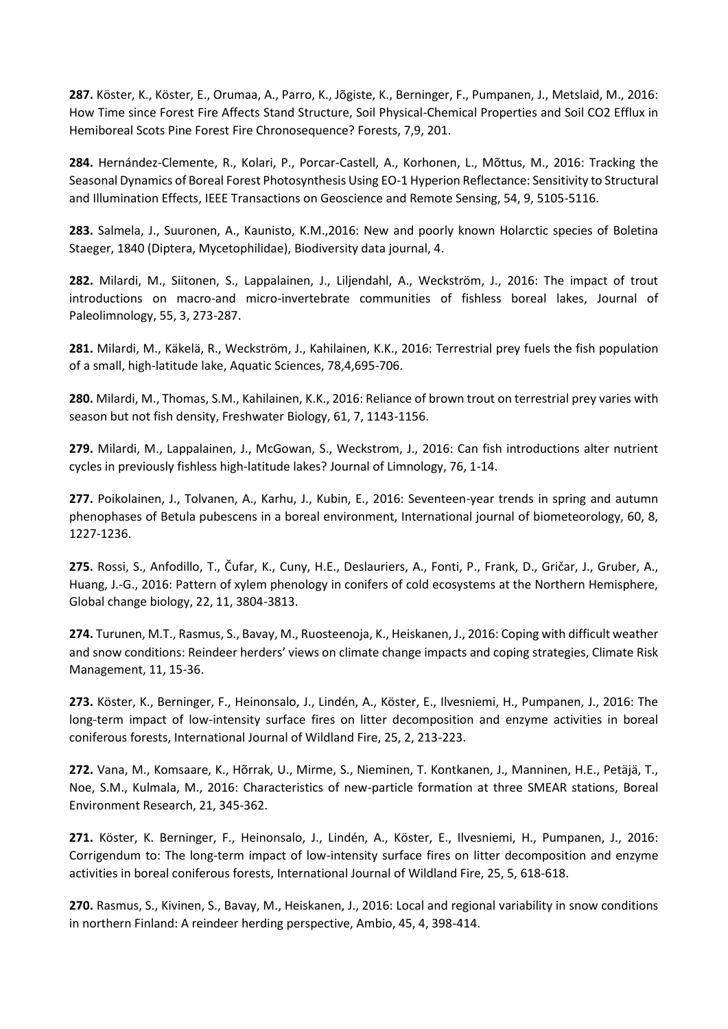**287.** Köster, K., Köster, E., Orumaa, A., Parro, K., Jõgiste, K., Berninger, F., Pumpanen, J., Metslaid, M., 2016: How Time since Forest Fire Affects Stand Structure, Soil Physical-Chemical Properties and Soil CO2 Efflux in Hemiboreal Scots Pine Forest Fire Chronosequence? Forests, 7,9, 201.

**284.** Hernández-Clemente, R., Kolari, P., Porcar-Castell, A., Korhonen, L., Mõttus, M., 2016: Tracking the Seasonal Dynamics of Boreal Forest Photosynthesis Using EO-1 Hyperion Reflectance: Sensitivity to Structural and Illumination Effects, IEEE Transactions on Geoscience and Remote Sensing, 54, 9, 5105-5116.

**283.** Salmela, J., Suuronen, A., Kaunisto, K.M.,2016: New and poorly known Holarctic species of Boletina Staeger, 1840 (Diptera, Mycetophilidae), Biodiversity data journal, 4.

**282.** Milardi, M., Siitonen, S., Lappalainen, J., Liljendahl, A., Weckström, J., 2016: The impact of trout introductions on macro-and micro-invertebrate communities of fishless boreal lakes, Journal of Paleolimnology, 55, 3, 273-287.

**281.** Milardi, M., Käkelä, R., Weckström, J., Kahilainen, K.K., 2016: Terrestrial prey fuels the fish population of a small, high-latitude lake, Aquatic Sciences, 78,4,695-706.

**280.** Milardi, M., Thomas, S.M., Kahilainen, K.K., 2016: Reliance of brown trout on terrestrial prey varies with season but not fish density, Freshwater Biology, 61, 7, 1143-1156.

**279.** Milardi, M., Lappalainen, J., McGowan, S., Weckstrom, J., 2016: Can fish introductions alter nutrient cycles in previously fishless high-latitude lakes? Journal of Limnology, 76, 1-14.

**277.** Poikolainen, J., Tolvanen, A., Karhu, J., Kubin, E., 2016: Seventeen-year trends in spring and autumn phenophases of Betula pubescens in a boreal environment, International journal of biometeorology, 60, 8, 1227-1236.

**275.** Rossi, S., Anfodillo, T., Čufar, K., Cuny, H.E., Deslauriers, A., Fonti, P., Frank, D., Gričar, J., Gruber, A., Huang, J.-G., 2016: Pattern of xylem phenology in conifers of cold ecosystems at the Northern Hemisphere, Global change biology, 22, 11, 3804-3813.

**274.** Turunen, M.T., Rasmus, S., Bavay, M., Ruosteenoja, K., Heiskanen, J., 2016: Coping with difficult weather and snow conditions: Reindeer herders' views on climate change impacts and coping strategies, Climate Risk Management, 11, 15-36.

**273.** Köster, K., Berninger, F., Heinonsalo, J., Lindén, A., Köster, E., Ilvesniemi, H., Pumpanen, J., 2016: The long-term impact of low-intensity surface fires on litter decomposition and enzyme activities in boreal coniferous forests, International Journal of Wildland Fire, 25, 2, 213-223.

**272.** Vana, M., Komsaare, K., Hõrrak, U., Mirme, S., Nieminen, T. Kontkanen, J., Manninen, H.E., Petäjä, T., Noe, S.M., Kulmala, M., 2016: Characteristics of new-particle formation at three SMEAR stations, Boreal Environment Research, 21, 345-362.

**271.** Köster, K. Berninger, F., Heinonsalo, J., Lindén, A., Köster, E., Ilvesniemi, H., Pumpanen, J., 2016: Corrigendum to: The long-term impact of low-intensity surface fires on litter decomposition and enzyme activities in boreal coniferous forests, International Journal of Wildland Fire, 25, 5, 618-618.

**270.** Rasmus, S., Kivinen, S., Bavay, M., Heiskanen, J., 2016: Local and regional variability in snow conditions in northern Finland: A reindeer herding perspective, Ambio, 45, 4, 398-414.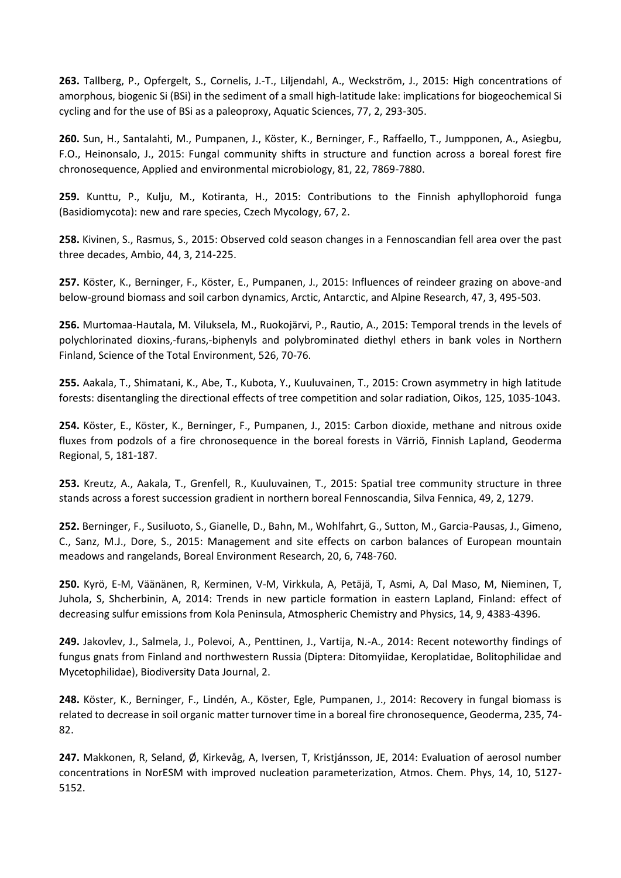**263.** Tallberg, P., Opfergelt, S., Cornelis, J.-T., Liljendahl, A., Weckström, J., 2015: High concentrations of amorphous, biogenic Si (BSi) in the sediment of a small high-latitude lake: implications for biogeochemical Si cycling and for the use of BSi as a paleoproxy, Aquatic Sciences, 77, 2, 293-305.

**260.** Sun, H., Santalahti, M., Pumpanen, J., Köster, K., Berninger, F., Raffaello, T., Jumpponen, A., Asiegbu, F.O., Heinonsalo, J., 2015: Fungal community shifts in structure and function across a boreal forest fire chronosequence, Applied and environmental microbiology, 81, 22, 7869-7880.

**259.** Kunttu, P., Kulju, M., Kotiranta, H., 2015: Contributions to the Finnish aphyllophoroid funga (Basidiomycota): new and rare species, Czech Mycology, 67, 2.

**258.** Kivinen, S., Rasmus, S., 2015: Observed cold season changes in a Fennoscandian fell area over the past three decades, Ambio, 44, 3, 214-225.

**257.** Köster, K., Berninger, F., Köster, E., Pumpanen, J., 2015: Influences of reindeer grazing on above-and below-ground biomass and soil carbon dynamics, Arctic, Antarctic, and Alpine Research, 47, 3, 495-503.

**256.** Murtomaa-Hautala, M. Viluksela, M., Ruokojärvi, P., Rautio, A., 2015: Temporal trends in the levels of polychlorinated dioxins,-furans,-biphenyls and polybrominated diethyl ethers in bank voles in Northern Finland, Science of the Total Environment, 526, 70-76.

**255.** Aakala, T., Shimatani, K., Abe, T., Kubota, Y., Kuuluvainen, T., 2015: Crown asymmetry in high latitude forests: disentangling the directional effects of tree competition and solar radiation, Oikos, 125, 1035-1043.

**254.** Köster, E., Köster, K., Berninger, F., Pumpanen, J., 2015: Carbon dioxide, methane and nitrous oxide fluxes from podzols of a fire chronosequence in the boreal forests in Värriö, Finnish Lapland, Geoderma Regional, 5, 181-187.

**253.** Kreutz, A., Aakala, T., Grenfell, R., Kuuluvainen, T., 2015: Spatial tree community structure in three stands across a forest succession gradient in northern boreal Fennoscandia, Silva Fennica, 49, 2, 1279.

**252.** Berninger, F., Susiluoto, S., Gianelle, D., Bahn, M., Wohlfahrt, G., Sutton, M., Garcia-Pausas, J., Gimeno, C., Sanz, M.J., Dore, S., 2015: Management and site effects on carbon balances of European mountain meadows and rangelands, Boreal Environment Research, 20, 6, 748-760.

**250.** Kyrö, E-M, Väänänen, R, Kerminen, V-M, Virkkula, A, Petäjä, T, Asmi, A, Dal Maso, M, Nieminen, T, Juhola, S, Shcherbinin, A, 2014: Trends in new particle formation in eastern Lapland, Finland: effect of decreasing sulfur emissions from Kola Peninsula, Atmospheric Chemistry and Physics, 14, 9, 4383-4396.

**249.** Jakovlev, J., Salmela, J., Polevoi, A., Penttinen, J., Vartija, N.-A., 2014: Recent noteworthy findings of fungus gnats from Finland and northwestern Russia (Diptera: Ditomyiidae, Keroplatidae, Bolitophilidae and Mycetophilidae), Biodiversity Data Journal, 2.

**248.** Köster, K., Berninger, F., Lindén, A., Köster, Egle, Pumpanen, J., 2014: Recovery in fungal biomass is related to decrease in soil organic matter turnover time in a boreal fire chronosequence, Geoderma, 235, 74-82.

**247.** Makkonen, R, Seland, Ø, Kirkevåg, A, Iversen, T, Kristjánsson, JE, 2014: Evaluation of aerosol number concentrations in NorESM with improved nucleation parameterization, Atmos. Chem. Phys, 14, 10, 5127-5152.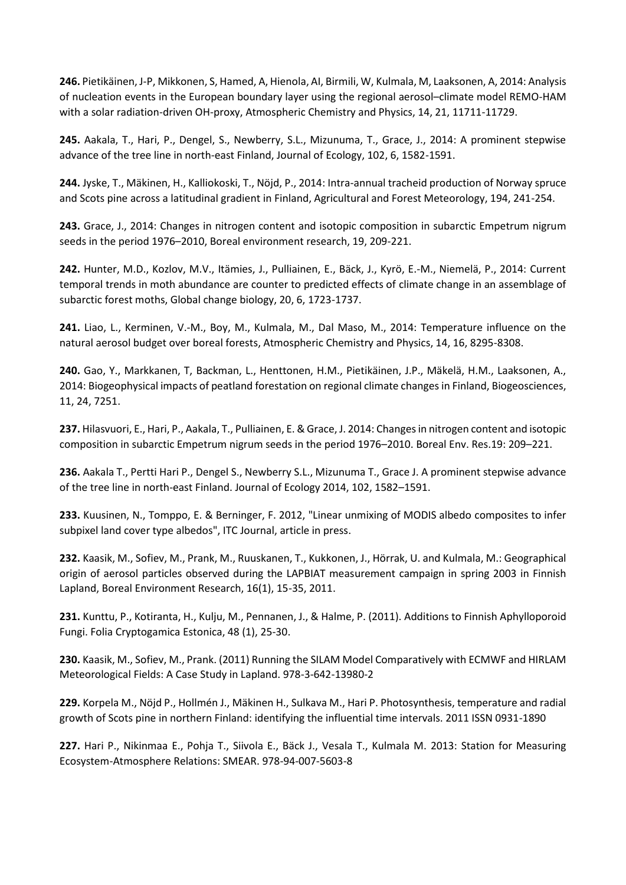**246.** Pietikäinen, J-P, Mikkonen, S, Hamed, A, Hienola, AI, Birmili, W, Kulmala, M, Laaksonen, A, 2014: Analysis of nucleation events in the European boundary layer using the regional aerosol–climate model REMO-HAM with a solar radiation-driven OH-proxy, Atmospheric Chemistry and Physics, 14, 21, 11711-11729.

**245.** Aakala, T., Hari, P., Dengel, S., Newberry, S.L., Mizunuma, T., Grace, J., 2014: A prominent stepwise advance of the tree line in north-east Finland, Journal of Ecology, 102, 6, 1582-1591.

**244.** Jyske, T., Mäkinen, H., Kalliokoski, T., Nöjd, P., 2014: Intra-annual tracheid production of Norway spruce and Scots pine across a latitudinal gradient in Finland, Agricultural and Forest Meteorology, 194, 241-254.

**243.** Grace, J., 2014: Changes in nitrogen content and isotopic composition in subarctic Empetrum nigrum seeds in the period 1976–2010, Boreal environment research, 19, 209-221.

**242.** Hunter, M.D., Kozlov, M.V., Itämies, J., Pulliainen, E., Bäck, J., Kyrö, E.-M., Niemelä, P., 2014: Current temporal trends in moth abundance are counter to predicted effects of climate change in an assemblage of subarctic forest moths, Global change biology, 20, 6, 1723-1737.

**241.** Liao, L., Kerminen, V.-M., Boy, M., Kulmala, M., Dal Maso, M., 2014: Temperature influence on the natural aerosol budget over boreal forests, Atmospheric Chemistry and Physics, 14, 16, 8295-8308.

**240.** Gao, Y., Markkanen, T, Backman, L., Henttonen, H.M., Pietikäinen, J.P., Mäkelä, H.M., Laaksonen, A., 2014: Biogeophysical impacts of peatland forestation on regional climate changes in Finland, Biogeosciences, 11, 24, 7251.

**237.** Hilasvuori, E., Hari, P., Aakala, T., Pulliainen, E. & Grace, J. 2014: Changes in nitrogen content and isotopic composition in subarctic Empetrum nigrum seeds in the period 1976–2010. Boreal Env. Res.19: 209–221.

**236.** Aakala T., Pertti Hari P., Dengel S., Newberry S.L., Mizunuma T., Grace J. A prominent stepwise advance of the tree line in north-east Finland. Journal of Ecology 2014, 102, 1582–1591.

**233.** Kuusinen, N., Tomppo, E. & Berninger, F. 2012, "Linear unmixing of MODIS albedo composites to infer subpixel land cover type albedos", ITC Journal, article in press.

**232.** Kaasik, M., Sofiev, M., Prank, M., Ruuskanen, T., Kukkonen, J., Hörrak, U. and Kulmala, M.: Geographical origin of aerosol particles observed during the LAPBIAT measurement campaign in spring 2003 in Finnish Lapland, Boreal Environment Research, 16(1), 15-35, 2011.

**231.** Kunttu, P., Kotiranta, H., Kulju, M., Pennanen, J., & Halme, P. (2011). Additions to Finnish Aphylloporoid Fungi. Folia Cryptogamica Estonica, 48 (1), 25-30.

**230.** Kaasik, M., Sofiev, M., Prank. (2011) Running the SILAM Model Comparatively with ECMWF and HIRLAM Meteorological Fields: A Case Study in Lapland. 978-3-642-13980-2

**229.** Korpela M., Nöjd P., Hollmén J., Mäkinen H., Sulkava M., Hari P. Photosynthesis, temperature and radial growth of Scots pine in northern Finland: identifying the influential time intervals. 2011 ISSN 0931-1890

**227.** Hari P., Nikinmaa E., Pohja T., Siivola E., Bäck J., Vesala T., Kulmala M. 2013: Station for Measuring Ecosystem-Atmosphere Relations: SMEAR. 978-94-007-5603-8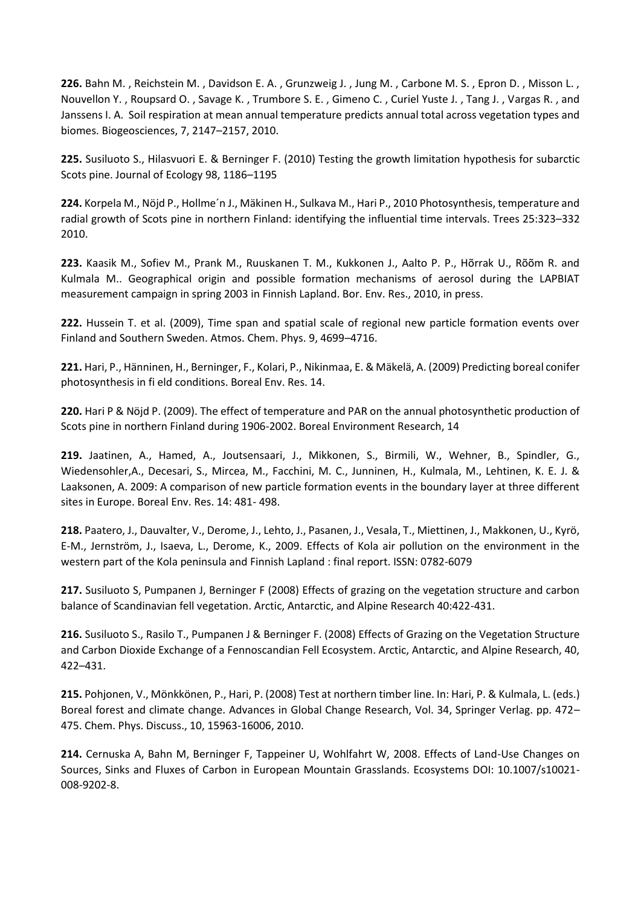**226.** Bahn M. , Reichstein M. , Davidson E. A. , Grunzweig J. , Jung M. , Carbone M. S. , Epron D. , Misson L. , Nouvellon Y. , Roupsard O. , Savage K. , Trumbore S. E. , Gimeno C. , Curiel Yuste J. , Tang J. , Vargas R. , and Janssens I. A. Soil respiration at mean annual temperature predicts annual total across vegetation types and biomes. Biogeosciences, 7, 2147–2157, 2010.

**225.** Susiluoto S., Hilasvuori E. & Berninger F. (2010) Testing the growth limitation hypothesis for subarctic Scots pine. Journal of Ecology 98, 1186–1195

**224.** Korpela M., Nöjd P., Hollme´n J., Mäkinen H., Sulkava M., Hari P., 2010 Photosynthesis, temperature and radial growth of Scots pine in northern Finland: identifying the influential time intervals. Trees 25:323–332 2010.

**223.** Kaasik M., Sofiev M., Prank M., Ruuskanen T. M., Kukkonen J., Aalto P. P., Hõrrak U., Rõõm R. and Kulmala M.. Geographical origin and possible formation mechanisms of aerosol during the LAPBIAT measurement campaign in spring 2003 in Finnish Lapland. Bor. Env. Res., 2010, in press.

**222.** Hussein T. et al. (2009), Time span and spatial scale of regional new particle formation events over Finland and Southern Sweden. Atmos. Chem. Phys. 9, 4699–4716.

**221.** Hari, P., Hänninen, H., Berninger, F., Kolari, P., Nikinmaa, E. & Mäkelä, A. (2009) Predicting boreal conifer photosynthesis in fi eld conditions. Boreal Env. Res. 14.

**220.** Hari P & Nöjd P. (2009). The effect of temperature and PAR on the annual photosynthetic production of Scots pine in northern Finland during 1906-2002. Boreal Environment Research, 14

**219.** Jaatinen, A., Hamed, A., Joutsensaari, J., Mikkonen, S., Birmili, W., Wehner, B., Spindler, G., Wiedensohler,A., Decesari, S., Mircea, M., Facchini, M. C., Junninen, H., Kulmala, M., Lehtinen, K. E. J. & Laaksonen, A. 2009: A comparison of new particle formation events in the boundary layer at three different sites in Europe. Boreal Env. Res. 14: 481- 498.

**218.** Paatero, J., Dauvalter, V., Derome, J., Lehto, J., Pasanen, J., Vesala, T., Miettinen, J., Makkonen, U., Kyrö, E-M., Jernström, J., Isaeva, L., Derome, K., 2009. Effects of Kola air pollution on the environment in the western part of the Kola peninsula and Finnish Lapland : final report. ISSN: 0782-6079

**217.** Susiluoto S, Pumpanen J, Berninger F (2008) Effects of grazing on the vegetation structure and carbon balance of Scandinavian fell vegetation. Arctic, Antarctic, and Alpine Research 40:422-431.

**216.** Susiluoto S., Rasilo T., Pumpanen J & Berninger F. (2008) Effects of Grazing on the Vegetation Structure and Carbon Dioxide Exchange of a Fennoscandian Fell Ecosystem. Arctic, Antarctic, and Alpine Research, 40, 422–431.

**215.** Pohjonen, V., Mönkkönen, P., Hari, P. (2008) Test at northern timber line. In: Hari, P. & Kulmala, L. (eds.) Boreal forest and climate change. Advances in Global Change Research, Vol. 34, Springer Verlag. pp. 472–475. Chem. Phys. Discuss., 10, 15963-16006, 2010.

**214.** Cernuska A, Bahn M, Berninger F, Tappeiner U, Wohlfahrt W, 2008. Effects of Land-Use Changes on Sources, Sinks and Fluxes of Carbon in European Mountain Grasslands. Ecosystems DOI: 10.1007/s10021-008-9202-8.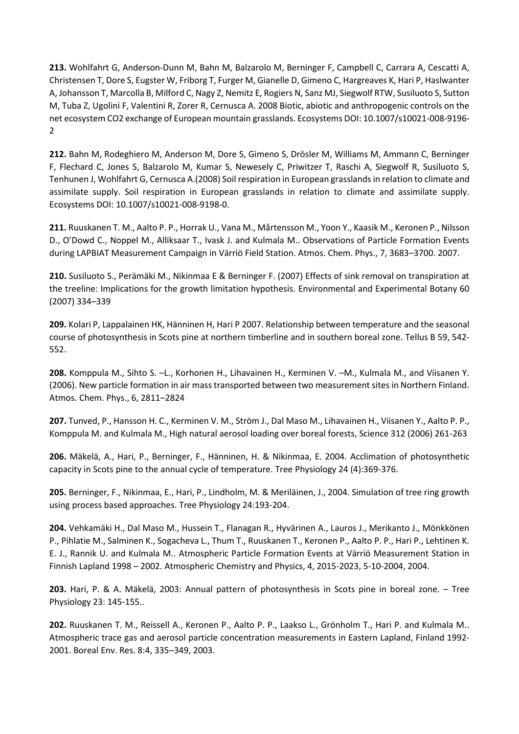**213.** Wohlfahrt G, Anderson-Dunn M, Bahn M, Balzarolo M, Berninger F, Campbell C, Carrara A, Cescatti A, Christensen T, Dore S, Eugster W, Friborg T, Furger M, Gianelle D, Gimeno C, Hargreaves K, Hari P, Haslwanter A, Johansson T, Marcolla B, Milford C, Nagy Z, Nemitz E, Rogiers N, Sanz MJ, Siegwolf RTW, Susiluoto S, Sutton M, Tuba Z, Ugolini F, Valentini R, Zorer R, Cernusca A. 2008 Biotic, abiotic and anthropogenic controls on the net ecosystem CO2 exchange of European mountain grasslands. Ecosystems DOI: 10.1007/s10021-008-9196-2

**212.** Bahn M, Rodeghiero M, Anderson M, Dore S, Gimeno S, Drösler M, Williams M, Ammann C, Berninger F, Flechard C, Jones S, Balzarolo M, Kumar S, Newesely C, Priwitzer T, Raschi A, Siegwolf R, Susiluoto S, Tenhunen J, Wohlfahrt G, Cernusca A.(2008) Soil respiration in European grasslands in relation to climate and assimilate supply. Soil respiration in European grasslands in relation to climate and assimilate supply. Ecosystems DOI: 10.1007/s10021-008-9198-0.

**211.** Ruuskanen T. M., Aalto P. P., Horrak U., Vana M., Mårtensson M., Yoon Y., Kaasik M., Keronen P., Nilsson D., O'Dowd C., Noppel M., Alliksaar T., Ivask J. and Kulmala M.. Observations of Particle Formation Events during LAPBIAT Measurement Campaign in Värriö Field Station. Atmos. Chem. Phys., 7, 3683–3700. 2007.

**210.** Susiluoto S., Perämäki M., Nikinmaa E & Berninger F. (2007) Effects of sink removal on transpiration at the treeline: Implications for the growth limitation hypothesis. Environmental and Experimental Botany 60 (2007) 334–339

**209.** Kolari P, Lappalainen HK, Hänninen H, Hari P 2007. Relationship between temperature and the seasonal course of photosynthesis in Scots pine at northern timberline and in southern boreal zone. Tellus B 59, 542-552.

**208.** Komppula M., Sihto S. –L., Korhonen H., Lihavainen H., Kerminen V. –M., Kulmala M., and Viisanen Y. (2006). New particle formation in air mass transported between two measurement sites in Northern Finland. Atmos. Chem. Phys., 6, 2811–2824

**207.** Tunved, P., Hansson H. C., Kerminen V. M., Ström J., Dal Maso M., Lihavainen H., Viisanen Y., Aalto P. P., Komppula M. and Kulmala M., High natural aerosol loading over boreal forests, Science 312 (2006) 261-263

**206.** Mäkelä, A., Hari, P., Berninger, F., Hänninen, H. & Nikinmaa, E. 2004. Acclimation of photosynthetic capacity in Scots pine to the annual cycle of temperature. Tree Physiology 24 (4):369-376.

**205.** Berninger, F., Nikinmaa, E., Hari, P., Lindholm, M. & Meriläinen, J., 2004. Simulation of tree ring growth using process based approaches. Tree Physiology 24:193-204.

**204.** Vehkamäki H., Dal Maso M., Hussein T., Flanagan R., Hyvärinen A., Lauros J., Merikanto J., Mönkkönen P., Pihlatie M., Salminen K., Sogacheva L., Thum T., Ruuskanen T., Keronen P., Aalto P. P., Hari P., Lehtinen K. E. J., Rannik U. and Kulmala M.. Atmospheric Particle Formation Events at Värriö Measurement Station in Finnish Lapland 1998 – 2002. Atmospheric Chemistry and Physics, 4, 2015-2023, 5-10-2004, 2004.

**203.** Hari, P. & A. Mäkelä, 2003: Annual pattern of photosynthesis in Scots pine in boreal zone. – Tree Physiology 23: 145-155..

**202.** Ruuskanen T. M., Reissell A., Keronen P., Aalto P. P., Laakso L., Grönholm T., Hari P. and Kulmala M.. Atmospheric trace gas and aerosol particle concentration measurements in Eastern Lapland, Finland 1992-2001. Boreal Env. Res. 8:4, 335–349, 2003.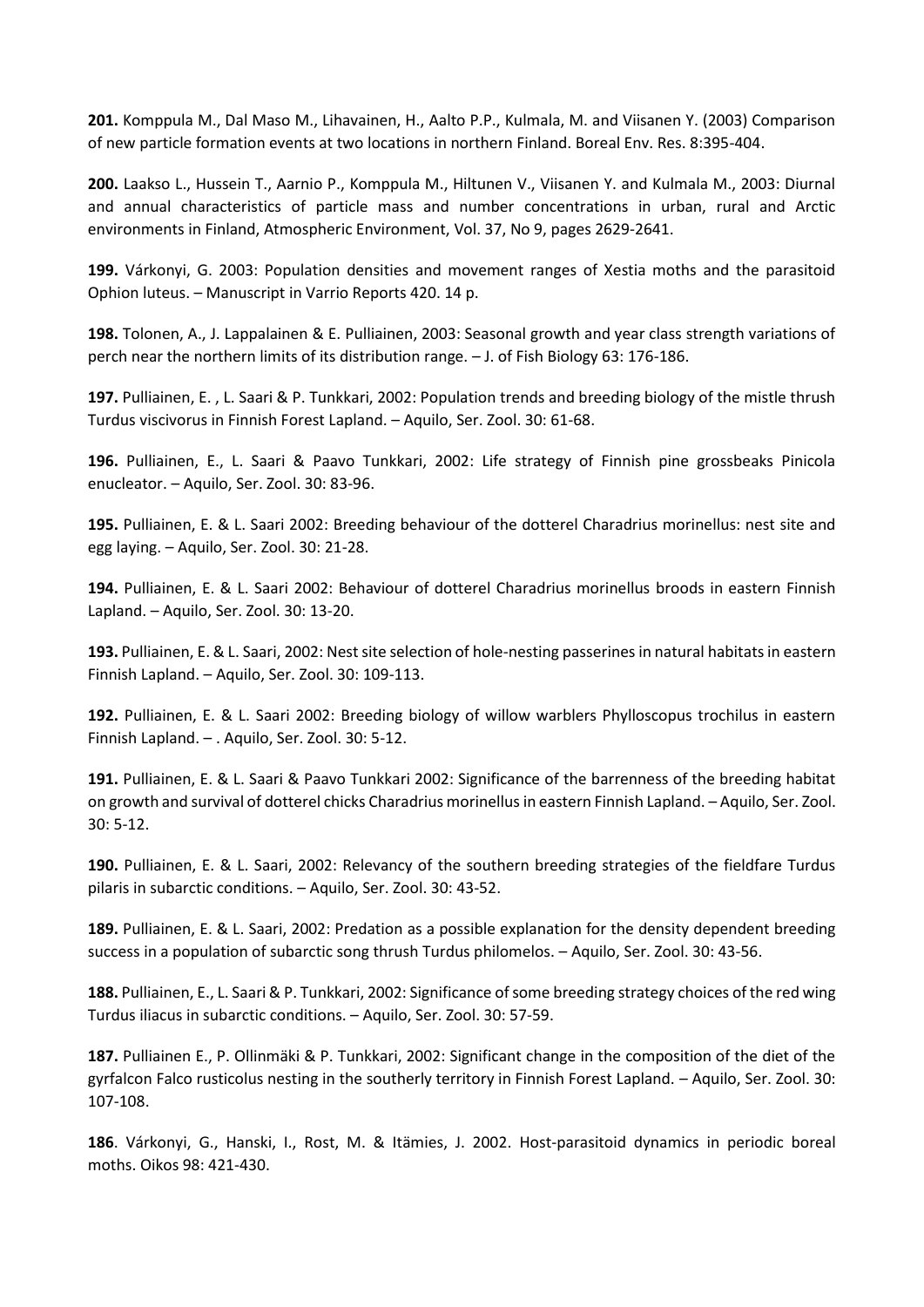**201.** Komppula M., Dal Maso M., Lihavainen, H., Aalto P.P., Kulmala, M. and Viisanen Y. (2003) Comparison of new particle formation events at two locations in northern Finland. Boreal Env. Res. 8:395-404.

**200.** Laakso L., Hussein T., Aarnio P., Komppula M., Hiltunen V., Viisanen Y. and Kulmala M., 2003: Diurnal and annual characteristics of particle mass and number concentrations in urban, rural and Arctic environments in Finland, Atmospheric Environment, Vol. 37, No 9, pages 2629-2641.

**199.** Várkonyi, G. 2003: Population densities and movement ranges of Xestia moths and the parasitoid Ophion luteus. – Manuscript in Varrio Reports 420. 14 p.

**198.** Tolonen, A., J. Lappalainen & E. Pulliainen, 2003: Seasonal growth and year class strength variations of perch near the northern limits of its distribution range. – J. of Fish Biology 63: 176-186.

**197.** Pulliainen, E. , L. Saari & P. Tunkkari, 2002: Population trends and breeding biology of the mistle thrush Turdus viscivorus in Finnish Forest Lapland. – Aquilo, Ser. Zool. 30: 61-68.

**196.** Pulliainen, E., L. Saari & Paavo Tunkkari, 2002: Life strategy of Finnish pine grossbeaks Pinicola enucleator. – Aquilo, Ser. Zool. 30: 83-96.

**195.** Pulliainen, E. & L. Saari 2002: Breeding behaviour of the dotterel Charadrius morinellus: nest site and egg laying. – Aquilo, Ser. Zool. 30: 21-28.

**194.** Pulliainen, E. & L. Saari 2002: Behaviour of dotterel Charadrius morinellus broods in eastern Finnish Lapland. – Aquilo, Ser. Zool. 30: 13-20.

**193.** Pulliainen, E. & L. Saari, 2002: Nest site selection of hole-nesting passerines in natural habitats in eastern Finnish Lapland. – Aquilo, Ser. Zool. 30: 109-113.

**192.** Pulliainen, E. & L. Saari 2002: Breeding biology of willow warblers Phylloscopus trochilus in eastern Finnish Lapland. – . Aquilo, Ser. Zool. 30: 5-12.

**191.** Pulliainen, E. & L. Saari & Paavo Tunkkari 2002: Significance of the barrenness of the breeding habitat on growth and survival of dotterel chicks Charadrius morinellus in eastern Finnish Lapland. – Aquilo, Ser. Zool. 30: 5-12.

**190.** Pulliainen, E. & L. Saari, 2002: Relevancy of the southern breeding strategies of the fieldfare Turdus pilaris in subarctic conditions. – Aquilo, Ser. Zool. 30: 43-52.

**189.** Pulliainen, E. & L. Saari, 2002: Predation as a possible explanation for the density dependent breeding success in a population of subarctic song thrush Turdus philomelos. – Aquilo, Ser. Zool. 30: 43-56.

**188.** Pulliainen, E., L. Saari & P. Tunkkari, 2002: Significance of some breeding strategy choices of the red wing Turdus iliacus in subarctic conditions. – Aquilo, Ser. Zool. 30: 57-59.

**187.** Pulliainen E., P. Ollinmäki & P. Tunkkari, 2002: Significant change in the composition of the diet of the gyrfalcon Falco rusticolus nesting in the southerly territory in Finnish Forest Lapland. – Aquilo, Ser. Zool. 30: 107-108.

**186**. Várkonyi, G., Hanski, I., Rost, M. & Itämies, J. 2002. Host-parasitoid dynamics in periodic boreal moths. Oikos 98: 421-430.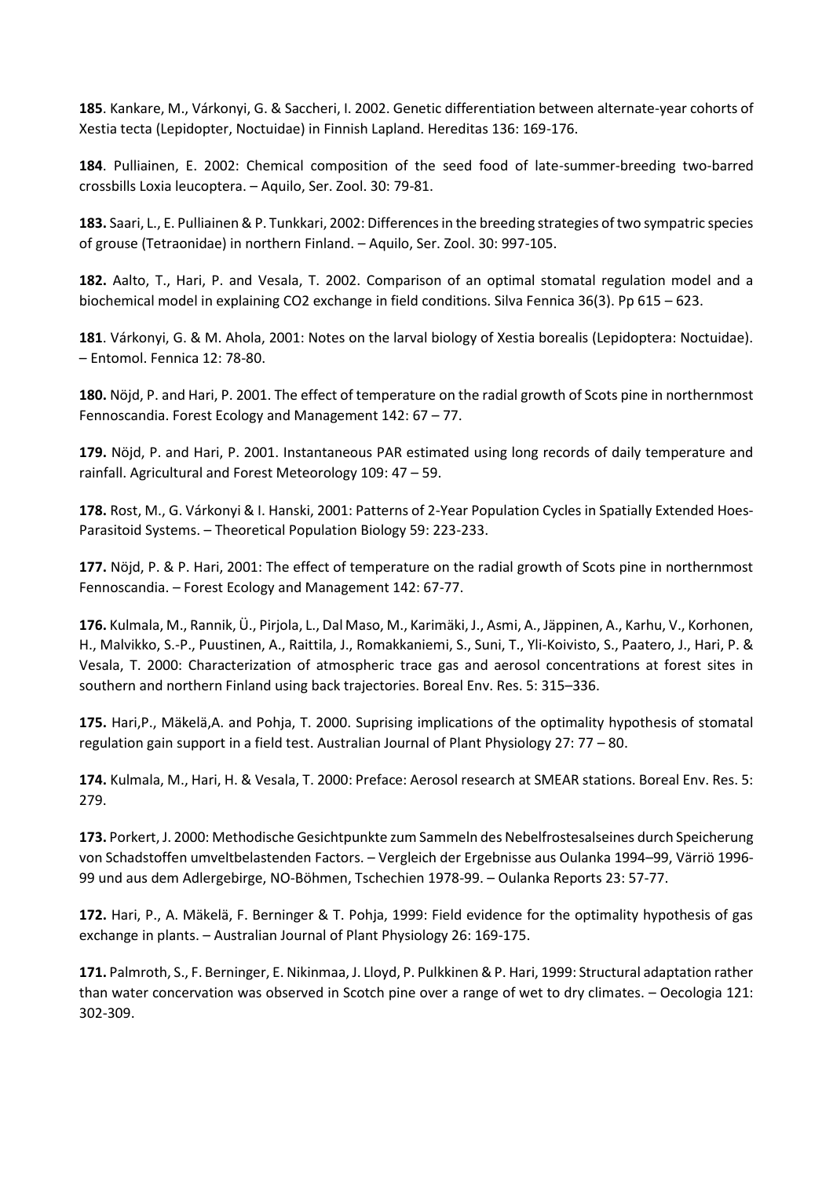**185**. Kankare, M., Várkonyi, G. & Saccheri, I. 2002. Genetic differentiation between alternate-year cohorts of Xestia tecta (Lepidopter, Noctuidae) in Finnish Lapland. Hereditas 136: 169-176.

**184**. Pulliainen, E. 2002: Chemical composition of the seed food of late-summer-breeding two-barred crossbills Loxia leucoptera. – Aquilo, Ser. Zool. 30: 79-81.

**183.** Saari, L., E. Pulliainen & P. Tunkkari, 2002: Differences in the breeding strategies of two sympatric species of grouse (Tetraonidae) in northern Finland. – Aquilo, Ser. Zool. 30: 997-105.

**182.** Aalto, T., Hari, P. and Vesala, T. 2002. Comparison of an optimal stomatal regulation model and a biochemical model in explaining CO2 exchange in field conditions. Silva Fennica 36(3). Pp 615 – 623.

**181**. Várkonyi, G. & M. Ahola, 2001: Notes on the larval biology of Xestia borealis (Lepidoptera: Noctuidae). – Entomol. Fennica 12: 78-80.

**180.** Nöjd, P. and Hari, P. 2001. The effect of temperature on the radial growth of Scots pine in northernmost Fennoscandia. Forest Ecology and Management 142: 67 – 77.

**179.** Nöjd, P. and Hari, P. 2001. Instantaneous PAR estimated using long records of daily temperature and rainfall. Agricultural and Forest Meteorology 109: 47 – 59.

**178.** Rost, M., G. Várkonyi & I. Hanski, 2001: Patterns of 2-Year Population Cycles in Spatially Extended Hoes-Parasitoid Systems. – Theoretical Population Biology 59: 223-233.

**177.** Nöjd, P. & P. Hari, 2001: The effect of temperature on the radial growth of Scots pine in northernmost Fennoscandia. – Forest Ecology and Management 142: 67-77.

**176.** Kulmala, M., Rannik, Ü., Pirjola, L., Dal Maso, M., Karimäki, J., Asmi, A., Jäppinen, A., Karhu, V., Korhonen, H., Malvikko, S.-P., Puustinen, A., Raittila, J., Romakkaniemi, S., Suni, T., Yli-Koivisto, S., Paatero, J., Hari, P. & Vesala, T. 2000: Characterization of atmospheric trace gas and aerosol concentrations at forest sites in southern and northern Finland using back trajectories. Boreal Env. Res. 5: 315–336.

**175.** Hari,P., Mäkelä,A. and Pohja, T. 2000. Suprising implications of the optimality hypothesis of stomatal regulation gain support in a field test. Australian Journal of Plant Physiology 27: 77 – 80.

**174.** Kulmala, M., Hari, H. & Vesala, T. 2000: Preface: Aerosol research at SMEAR stations. Boreal Env. Res. 5: 279.

**173.** Porkert, J. 2000: Methodische Gesichtpunkte zum Sammeln des Nebelfrostesalseines durch Speicherung von Schadstoffen umweltbelastenden Factors. – Vergleich der Ergebnisse aus Oulanka 1994–99, Värriö 1996-99 und aus dem Adlergebirge, NO-Böhmen, Tschechien 1978-99. – Oulanka Reports 23: 57-77.

**172.** Hari, P., A. Mäkelä, F. Berninger & T. Pohja, 1999: Field evidence for the optimality hypothesis of gas exchange in plants. – Australian Journal of Plant Physiology 26: 169-175.

**171.** Palmroth, S., F. Berninger, E. Nikinmaa, J. Lloyd, P. Pulkkinen & P. Hari, 1999: Structural adaptation rather than water concervation was observed in Scotch pine over a range of wet to dry climates. – Oecologia 121: 302-309.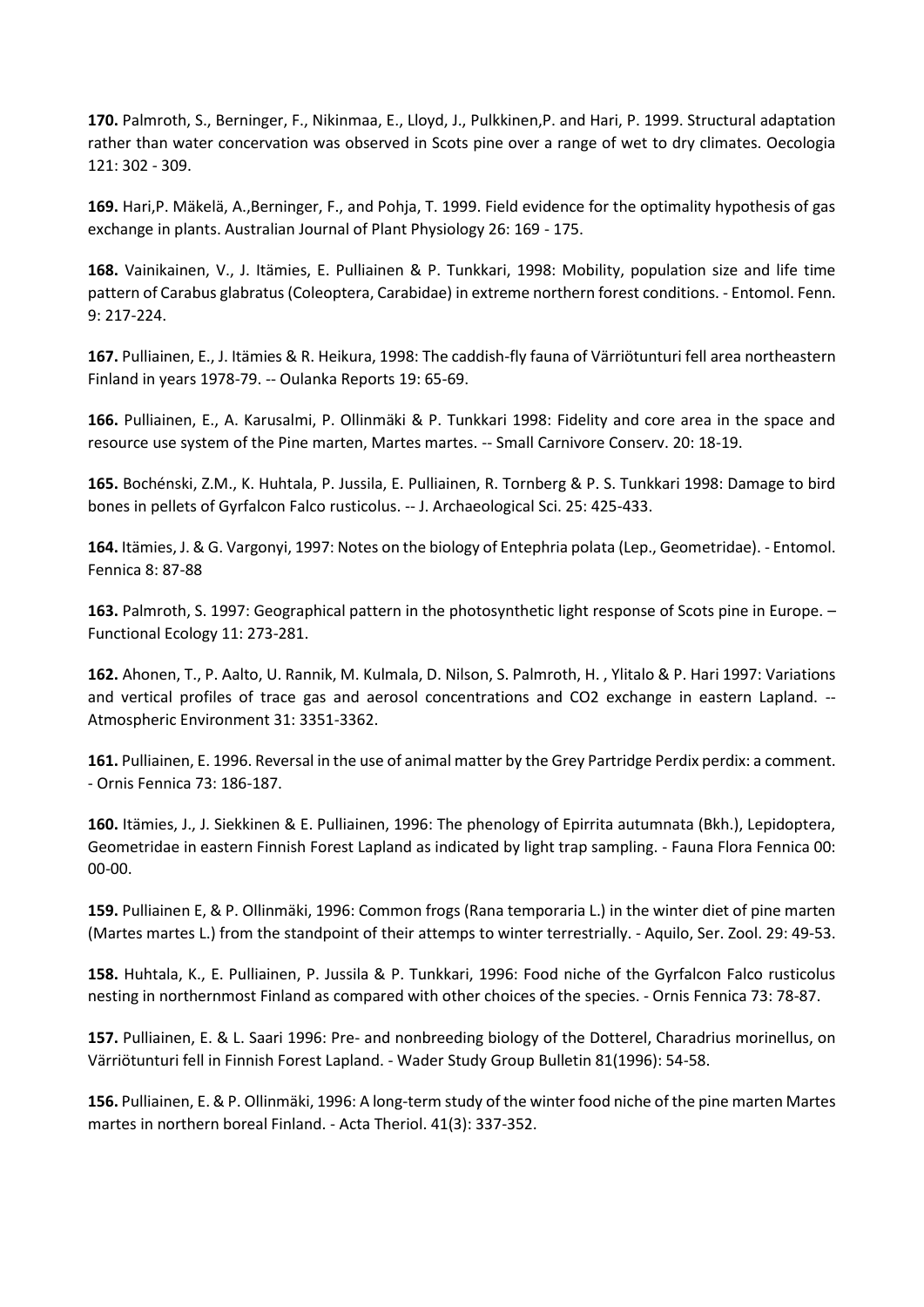**170.** Palmroth, S., Berninger, F., Nikinmaa, E., Lloyd, J., Pulkkinen,P. and Hari, P. 1999. Structural adaptation rather than water concervation was observed in Scots pine over a range of wet to dry climates. Oecologia 121: 302 - 309.

**169.** Hari,P. Mäkelä, A.,Berninger, F., and Pohja, T. 1999. Field evidence for the optimality hypothesis of gas exchange in plants. Australian Journal of Plant Physiology 26: 169 - 175.

**168.** Vainikainen, V., J. Itämies, E. Pulliainen & P. Tunkkari, 1998: Mobility, population size and life time pattern of Carabus glabratus (Coleoptera, Carabidae) in extreme northern forest conditions. - Entomol. Fenn. 9: 217-224.

**167.** Pulliainen, E., J. Itämies & R. Heikura, 1998: The caddish-fly fauna of Värriötunturi fell area northeastern Finland in years 1978-79. -- Oulanka Reports 19: 65-69.

**166.** Pulliainen, E., A. Karusalmi, P. Ollinmäki & P. Tunkkari 1998: Fidelity and core area in the space and resource use system of the Pine marten, Martes martes. -- Small Carnivore Conserv. 20: 18-19.

**165.** Bochénski, Z.M., K. Huhtala, P. Jussila, E. Pulliainen, R. Tornberg & P. S. Tunkkari 1998: Damage to bird bones in pellets of Gyrfalcon Falco rusticolus. -- J. Archaeological Sci. 25: 425-433.

**164.** Itämies, J. & G. Vargonyi, 1997: Notes on the biology of Entephria polata (Lep., Geometridae). - Entomol. Fennica 8: 87-88

**163.** Palmroth, S. 1997: Geographical pattern in the photosynthetic light response of Scots pine in Europe. – Functional Ecology 11: 273-281.

**162.** Ahonen, T., P. Aalto, U. Rannik, M. Kulmala, D. Nilson, S. Palmroth, H. , Ylitalo & P. Hari 1997: Variations and vertical profiles of trace gas and aerosol concentrations and CO2 exchange in eastern Lapland. -- Atmospheric Environment 31: 3351-3362.

**161.** Pulliainen, E. 1996. Reversal in the use of animal matter by the Grey Partridge Perdix perdix: a comment. - Ornis Fennica 73: 186-187.

**160.** Itämies, J., J. Siekkinen & E. Pulliainen, 1996: The phenology of Epirrita autumnata (Bkh.), Lepidoptera, Geometridae in eastern Finnish Forest Lapland as indicated by light trap sampling. - Fauna Flora Fennica 00: 00-00.

**159.** Pulliainen E, & P. Ollinmäki, 1996: Common frogs (Rana temporaria L.) in the winter diet of pine marten (Martes martes L.) from the standpoint of their attemps to winter terrestrially. - Aquilo, Ser. Zool. 29: 49-53.

**158.** Huhtala, K., E. Pulliainen, P. Jussila & P. Tunkkari, 1996: Food niche of the Gyrfalcon Falco rusticolus nesting in northernmost Finland as compared with other choices of the species. - Ornis Fennica 73: 78-87.

**157.** Pulliainen, E. & L. Saari 1996: Pre- and nonbreeding biology of the Dotterel, Charadrius morinellus, on Värriötunturi fell in Finnish Forest Lapland. - Wader Study Group Bulletin 81(1996): 54-58.

**156.** Pulliainen, E. & P. Ollinmäki, 1996: A long-term study of the winter food niche of the pine marten Martes martes in northern boreal Finland. - Acta Theriol. 41(3): 337-352.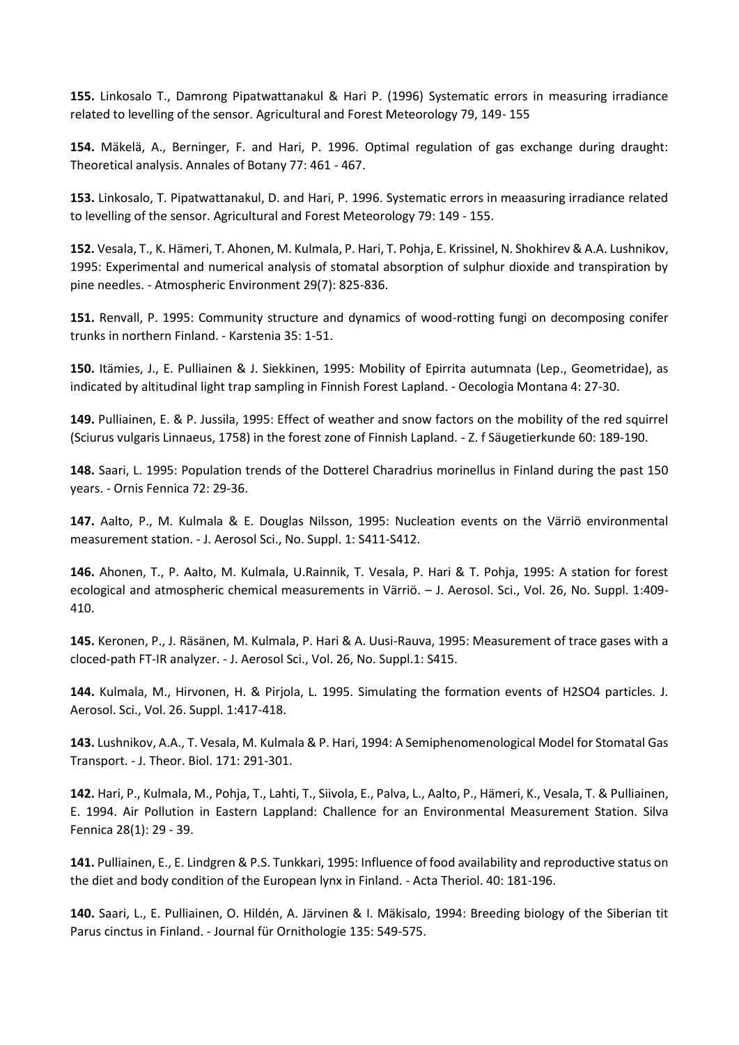**155.** Linkosalo T., Damrong Pipatwattanakul & Hari P. (1996) Systematic errors in measuring irradiance related to levelling of the sensor. Agricultural and Forest Meteorology 79, 149- 155

**154.** Mäkelä, A., Berninger, F. and Hari, P. 1996. Optimal regulation of gas exchange during draught: Theoretical analysis. Annales of Botany 77: 461 - 467.

**153.** Linkosalo, T. Pipatwattanakul, D. and Hari, P. 1996. Systematic errors in meaasuring irradiance related to levelling of the sensor. Agricultural and Forest Meteorology 79: 149 - 155.

**152.** Vesala, T., K. Hämeri, T. Ahonen, M. Kulmala, P. Hari, T. Pohja, E. Krissinel, N. Shokhirev & A.A. Lushnikov, 1995: Experimental and numerical analysis of stomatal absorption of sulphur dioxide and transpiration by pine needles. - Atmospheric Environment 29(7): 825-836.

**151.** Renvall, P. 1995: Community structure and dynamics of wood-rotting fungi on decomposing conifer trunks in northern Finland. - Karstenia 35: 1-51.

**150.** Itämies, J., E. Pulliainen & J. Siekkinen, 1995: Mobility of Epirrita autumnata (Lep., Geometridae), as indicated by altitudinal light trap sampling in Finnish Forest Lapland. - Oecologia Montana 4: 27-30.

**149.** Pulliainen, E. & P. Jussila, 1995: Effect of weather and snow factors on the mobility of the red squirrel (Sciurus vulgaris Linnaeus, 1758) in the forest zone of Finnish Lapland. - Z. f Säugetierkunde 60: 189-190.

**148.** Saari, L. 1995: Population trends of the Dotterel Charadrius morinellus in Finland during the past 150 years. - Ornis Fennica 72: 29-36.

**147.** Aalto, P., M. Kulmala & E. Douglas Nilsson, 1995: Nucleation events on the Värriö environmental measurement station. - J. Aerosol Sci., No. Suppl. 1: S411-S412.

**146.** Ahonen, T., P. Aalto, M. Kulmala, U.Rainnik, T. Vesala, P. Hari & T. Pohja, 1995: A station for forest ecological and atmospheric chemical measurements in Värriö. – J. Aerosol. Sci., Vol. 26, No. Suppl. 1:409-410.

**145.** Keronen, P., J. Räsänen, M. Kulmala, P. Hari & A. Uusi-Rauva, 1995: Measurement of trace gases with a cloced-path FT-IR analyzer. - J. Aerosol Sci., Vol. 26, No. Suppl.1: S415.

**144.** Kulmala, M., Hirvonen, H. & Pirjola, L. 1995. Simulating the formation events of $H_2SO_4$ particles. J. Aerosol. Sci., Vol. 26. Suppl. 1:417-418.

**143.** Lushnikov, A.A., T. Vesala, M. Kulmala & P. Hari, 1994: A Semiphenomenological Model for Stomatal Gas Transport. - J. Theor. Biol. 171: 291-301.

**142.** Hari, P., Kulmala, M., Pohja, T., Lahti, T., Siivola, E., Palva, L., Aalto, P., Hämeri, K., Vesala, T. & Pulliainen, E. 1994. Air Pollution in Eastern Lappland: Challence for an Environmental Measurement Station. Silva Fennica 28(1): 29 - 39.

**141.** Pulliainen, E., E. Lindgren & P.S. Tunkkari, 1995: Influence of food availability and reproductive status on the diet and body condition of the European lynx in Finland. - Acta Theriol. 40: 181-196.

**140.** Saari, L., E. Pulliainen, O. Hildén, A. Järvinen & I. Mäkisalo, 1994: Breeding biology of the Siberian tit Parus cinctus in Finland. - Journal für Ornithologie 135: 549-575.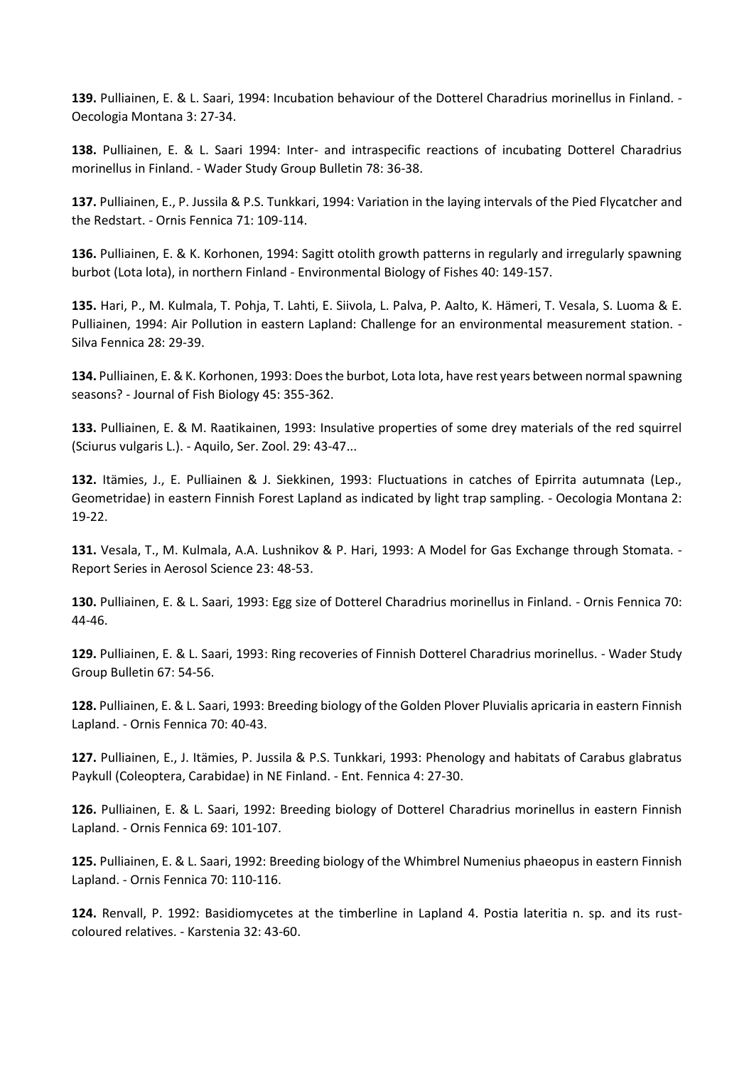**139.** Pulliainen, E. & L. Saari, 1994: Incubation behaviour of the Dotterel Charadrius morinellus in Finland. - Oecologia Montana 3: 27-34.

**138.** Pulliainen, E. & L. Saari 1994: Inter- and intraspecific reactions of incubating Dotterel Charadrius morinellus in Finland. - Wader Study Group Bulletin 78: 36-38.

**137.** Pulliainen, E., P. Jussila & P.S. Tunkkari, 1994: Variation in the laying intervals of the Pied Flycatcher and the Redstart. - Ornis Fennica 71: 109-114.

**136.** Pulliainen, E. & K. Korhonen, 1994: Sagitt otolith growth patterns in regularly and irregularly spawning burbot (Lota lota), in northern Finland - Environmental Biology of Fishes 40: 149-157.

**135.** Hari, P., M. Kulmala, T. Pohja, T. Lahti, E. Siivola, L. Palva, P. Aalto, K. Hämeri, T. Vesala, S. Luoma & E. Pulliainen, 1994: Air Pollution in eastern Lapland: Challenge for an environmental measurement station. - Silva Fennica 28: 29-39.

**134.** Pulliainen, E. & K. Korhonen, 1993: Does the burbot, Lota lota, have rest years between normal spawning seasons? - Journal of Fish Biology 45: 355-362.

**133.** Pulliainen, E. & M. Raatikainen, 1993: Insulative properties of some drey materials of the red squirrel (Sciurus vulgaris L.). - Aquilo, Ser. Zool. 29: 43-47...

**132.** Itämies, J., E. Pulliainen & J. Siekkinen, 1993: Fluctuations in catches of Epirrita autumnata (Lep., Geometridae) in eastern Finnish Forest Lapland as indicated by light trap sampling. - Oecologia Montana 2: 19-22.

**131.** Vesala, T., M. Kulmala, A.A. Lushnikov & P. Hari, 1993: A Model for Gas Exchange through Stomata. - Report Series in Aerosol Science 23: 48-53.

**130.** Pulliainen, E. & L. Saari, 1993: Egg size of Dotterel Charadrius morinellus in Finland. - Ornis Fennica 70: 44-46.

**129.** Pulliainen, E. & L. Saari, 1993: Ring recoveries of Finnish Dotterel Charadrius morinellus. - Wader Study Group Bulletin 67: 54-56.

**128.** Pulliainen, E. & L. Saari, 1993: Breeding biology of the Golden Plover Pluvialis apricaria in eastern Finnish Lapland. - Ornis Fennica 70: 40-43.

**127.** Pulliainen, E., J. Itämies, P. Jussila & P.S. Tunkkari, 1993: Phenology and habitats of Carabus glabratus Paykull (Coleoptera, Carabidae) in NE Finland. - Ent. Fennica 4: 27-30.

**126.** Pulliainen, E. & L. Saari, 1992: Breeding biology of Dotterel Charadrius morinellus in eastern Finnish Lapland. - Ornis Fennica 69: 101-107.

**125.** Pulliainen, E. & L. Saari, 1992: Breeding biology of the Whimbrel Numenius phaeopus in eastern Finnish Lapland. - Ornis Fennica 70: 110-116.

**124.** Renvall, P. 1992: Basidiomycetes at the timberline in Lapland 4. Postia lateritia n. sp. and its rust-coloured relatives. - Karstenia 32: 43-60.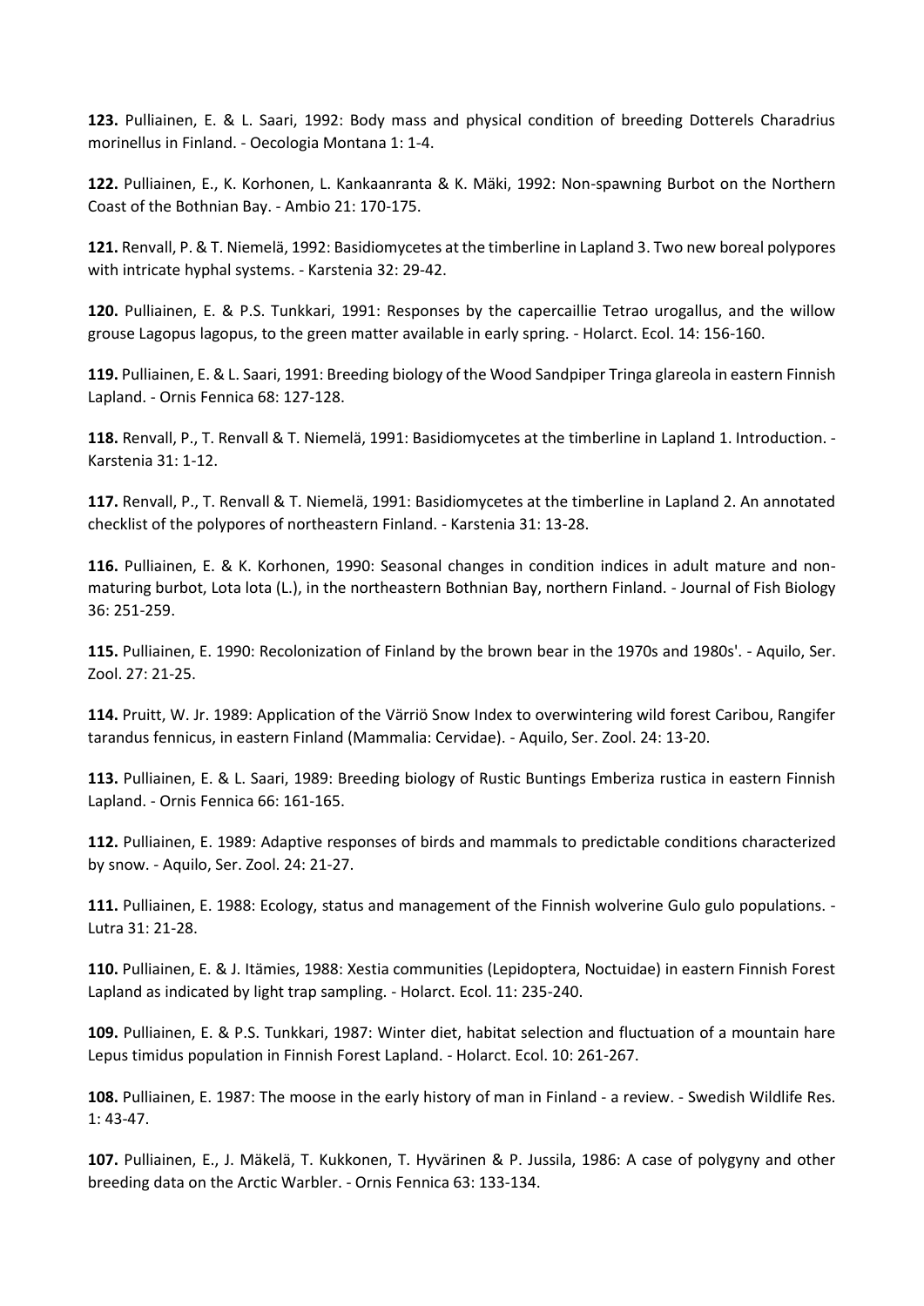**123.** Pulliainen, E. & L. Saari, 1992: Body mass and physical condition of breeding Dotterels Charadrius morinellus in Finland. - Oecologia Montana 1: 1-4.

**122.** Pulliainen, E., K. Korhonen, L. Kankaanranta & K. Mäki, 1992: Non-spawning Burbot on the Northern Coast of the Bothnian Bay. - Ambio 21: 170-175.

**121.** Renvall, P. & T. Niemelä, 1992: Basidiomycetes at the timberline in Lapland 3. Two new boreal polypores with intricate hyphal systems. - Karstenia 32: 29-42.

**120.** Pulliainen, E. & P.S. Tunkkari, 1991: Responses by the capercaillie Tetrao urogallus, and the willow grouse Lagopus lagopus, to the green matter available in early spring. - Holarct. Ecol. 14: 156-160.

**119.** Pulliainen, E. & L. Saari, 1991: Breeding biology of the Wood Sandpiper Tringa glareola in eastern Finnish Lapland. - Ornis Fennica 68: 127-128.

**118.** Renvall, P., T. Renvall & T. Niemelä, 1991: Basidiomycetes at the timberline in Lapland 1. Introduction. - Karstenia 31: 1-12.

**117.** Renvall, P., T. Renvall & T. Niemelä, 1991: Basidiomycetes at the timberline in Lapland 2. An annotated checklist of the polypores of northeastern Finland. - Karstenia 31: 13-28.

**116.** Pulliainen, E. & K. Korhonen, 1990: Seasonal changes in condition indices in adult mature and non-maturing burbot, Lota lota (L.), in the northeastern Bothnian Bay, northern Finland. - Journal of Fish Biology 36: 251-259.

**115.** Pulliainen, E. 1990: Recolonization of Finland by the brown bear in the 1970s and 1980s'. - Aquilo, Ser. Zool. 27: 21-25.

**114.** Pruitt, W. Jr. 1989: Application of the Värriö Snow Index to overwintering wild forest Caribou, Rangifer tarandus fennicus, in eastern Finland (Mammalia: Cervidae). - Aquilo, Ser. Zool. 24: 13-20.

**113.** Pulliainen, E. & L. Saari, 1989: Breeding biology of Rustic Buntings Emberiza rustica in eastern Finnish Lapland. - Ornis Fennica 66: 161-165.

**112.** Pulliainen, E. 1989: Adaptive responses of birds and mammals to predictable conditions characterized by snow. - Aquilo, Ser. Zool. 24: 21-27.

**111.** Pulliainen, E. 1988: Ecology, status and management of the Finnish wolverine Gulo gulo populations. - Lutra 31: 21-28.

**110.** Pulliainen, E. & J. Itämies, 1988: Xestia communities (Lepidoptera, Noctuidae) in eastern Finnish Forest Lapland as indicated by light trap sampling. - Holarct. Ecol. 11: 235-240.

**109.** Pulliainen, E. & P.S. Tunkkari, 1987: Winter diet, habitat selection and fluctuation of a mountain hare Lepus timidus population in Finnish Forest Lapland. - Holarct. Ecol. 10: 261-267.

**108.** Pulliainen, E. 1987: The moose in the early history of man in Finland - a review. - Swedish Wildlife Res. 1: 43-47.

**107.** Pulliainen, E., J. Mäkelä, T. Kukkonen, T. Hyvärinen & P. Jussila, 1986: A case of polygyny and other breeding data on the Arctic Warbler. - Ornis Fennica 63: 133-134.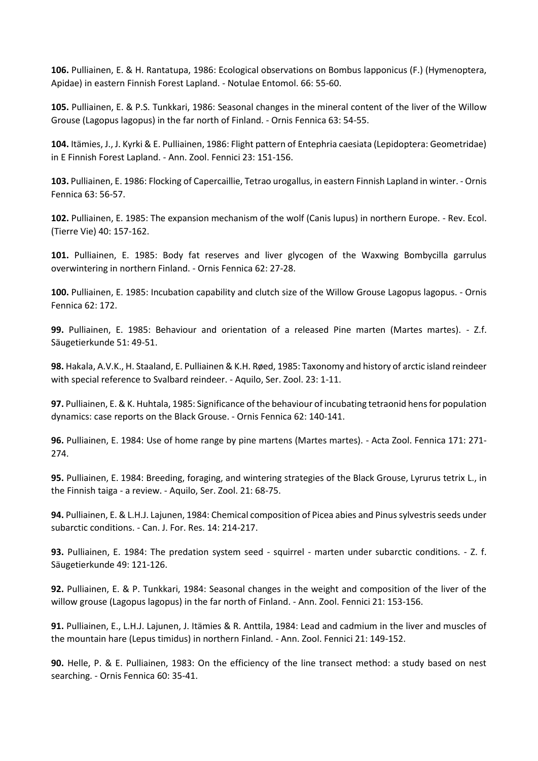**106.** Pulliainen, E. & H. Rantatupa, 1986: Ecological observations on Bombus lapponicus (F.) (Hymenoptera, Apidae) in eastern Finnish Forest Lapland. - Notulae Entomol. 66: 55-60.

**105.** Pulliainen, E. & P.S. Tunkkari, 1986: Seasonal changes in the mineral content of the liver of the Willow Grouse (Lagopus lagopus) in the far north of Finland. - Ornis Fennica 63: 54-55.

**104.** Itämies, J., J. Kyrki & E. Pulliainen, 1986: Flight pattern of Entephria caesiata (Lepidoptera: Geometridae) in E Finnish Forest Lapland. - Ann. Zool. Fennici 23: 151-156.

**103.** Pulliainen, E. 1986: Flocking of Capercaillie, Tetrao urogallus, in eastern Finnish Lapland in winter. - Ornis Fennica 63: 56-57.

**102.** Pulliainen, E. 1985: The expansion mechanism of the wolf (Canis lupus) in northern Europe. - Rev. Ecol. (Tierre Vie) 40: 157-162.

**101.** Pulliainen, E. 1985: Body fat reserves and liver glycogen of the Waxwing Bombycilla garrulus overwintering in northern Finland. - Ornis Fennica 62: 27-28.

**100.** Pulliainen, E. 1985: Incubation capability and clutch size of the Willow Grouse Lagopus lagopus. - Ornis Fennica 62: 172.

**99.** Pulliainen, E. 1985: Behaviour and orientation of a released Pine marten (Martes martes). - Z.f. Säugetierkunde 51: 49-51.

**98.** Hakala, A.V.K., H. Staaland, E. Pulliainen & K.H. Røed, 1985: Taxonomy and history of arctic island reindeer with special reference to Svalbard reindeer. - Aquilo, Ser. Zool. 23: 1-11.

**97.** Pulliainen, E. & K. Huhtala, 1985: Significance of the behaviour of incubating tetraonid hens for population dynamics: case reports on the Black Grouse. - Ornis Fennica 62: 140-141.

**96.** Pulliainen, E. 1984: Use of home range by pine martens (Martes martes). - Acta Zool. Fennica 171: 271-274.

**95.** Pulliainen, E. 1984: Breeding, foraging, and wintering strategies of the Black Grouse, Lyrurus tetrix L., in the Finnish taiga - a review. - Aquilo, Ser. Zool. 21: 68-75.

**94.** Pulliainen, E. & L.H.J. Lajunen, 1984: Chemical composition of Picea abies and Pinus sylvestris seeds under subarctic conditions. - Can. J. For. Res. 14: 214-217.

**93.** Pulliainen, E. 1984: The predation system seed - squirrel - marten under subarctic conditions. - Z. f. Säugetierkunde 49: 121-126.

**92.** Pulliainen, E. & P. Tunkkari, 1984: Seasonal changes in the weight and composition of the liver of the willow grouse (Lagopus lagopus) in the far north of Finland. - Ann. Zool. Fennici 21: 153-156.

**91.** Pulliainen, E., L.H.J. Lajunen, J. Itämies & R. Anttila, 1984: Lead and cadmium in the liver and muscles of the mountain hare (Lepus timidus) in northern Finland. - Ann. Zool. Fennici 21: 149-152.

**90.** Helle, P. & E. Pulliainen, 1983: On the efficiency of the line transect method: a study based on nest searching. - Ornis Fennica 60: 35-41.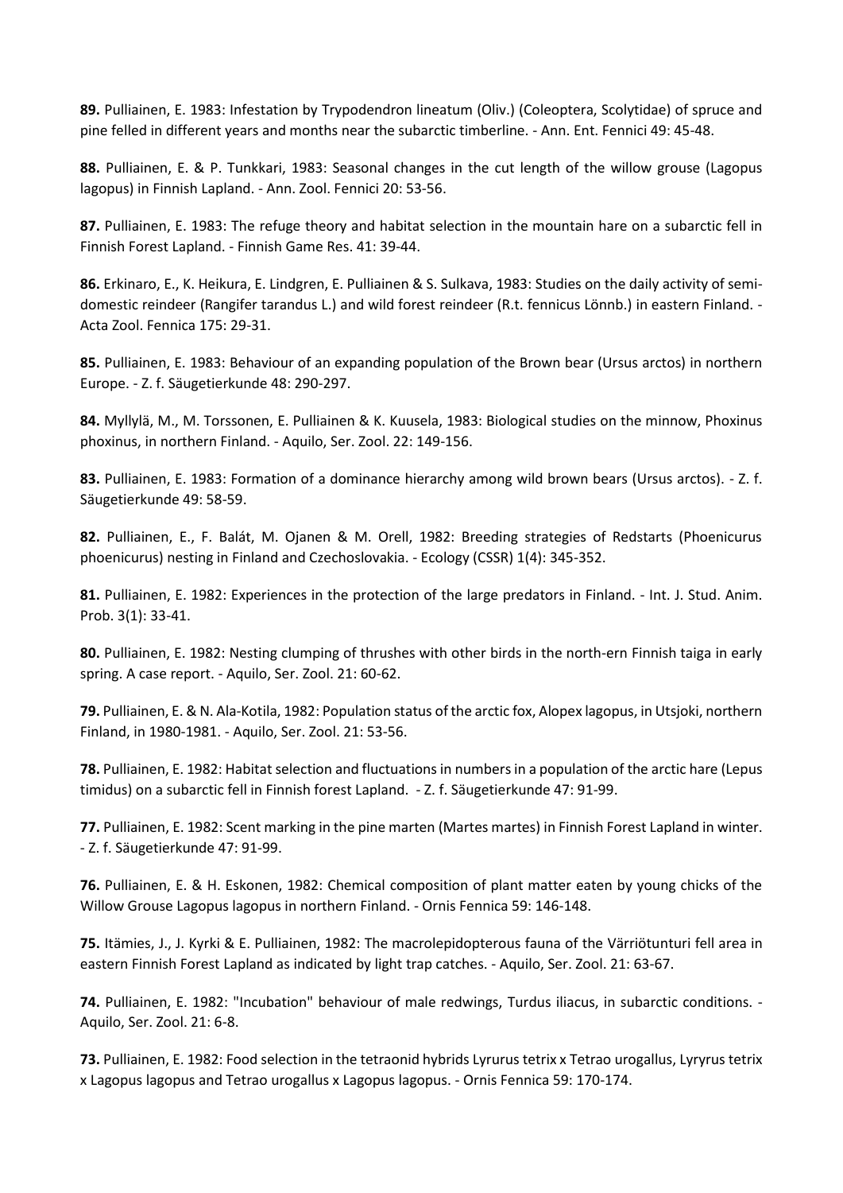**89.** Pulliainen, E. 1983: Infestation by Trypodendron lineatum (Oliv.) (Coleoptera, Scolytidae) of spruce and pine felled in different years and months near the subarctic timberline. - Ann. Ent. Fennici 49: 45-48.

**88.** Pulliainen, E. & P. Tunkkari, 1983: Seasonal changes in the cut length of the willow grouse (Lagopus lagopus) in Finnish Lapland. - Ann. Zool. Fennici 20: 53-56.

**87.** Pulliainen, E. 1983: The refuge theory and habitat selection in the mountain hare on a subarctic fell in Finnish Forest Lapland. - Finnish Game Res. 41: 39-44.

**86.** Erkinaro, E., K. Heikura, E. Lindgren, E. Pulliainen & S. Sulkava, 1983: Studies on the daily activity of semi-domestic reindeer (Rangifer tarandus L.) and wild forest reindeer (R.t. fennicus Lönnb.) in eastern Finland. - Acta Zool. Fennica 175: 29-31.

**85.** Pulliainen, E. 1983: Behaviour of an expanding population of the Brown bear (Ursus arctos) in northern Europe. - Z. f. Säugetierkunde 48: 290-297.

**84.** Myllylä, M., M. Torssonen, E. Pulliainen & K. Kuusela, 1983: Biological studies on the minnow, Phoxinus phoxinus, in northern Finland. - Aquilo, Ser. Zool. 22: 149-156.

**83.** Pulliainen, E. 1983: Formation of a dominance hierarchy among wild brown bears (Ursus arctos). - Z. f. Säugetierkunde 49: 58-59.

**82.** Pulliainen, E., F. Balát, M. Ojanen & M. Orell, 1982: Breeding strategies of Redstarts (Phoenicurus phoenicurus) nesting in Finland and Czechoslovakia. - Ecology (CSSR) 1(4): 345-352.

**81.** Pulliainen, E. 1982: Experiences in the protection of the large predators in Finland. - Int. J. Stud. Anim. Prob. 3(1): 33-41.

**80.** Pulliainen, E. 1982: Nesting clumping of thrushes with other birds in the north-ern Finnish taiga in early spring. A case report. - Aquilo, Ser. Zool. 21: 60-62.

**79.** Pulliainen, E. & N. Ala-Kotila, 1982: Population status of the arctic fox, Alopex lagopus, in Utsjoki, northern Finland, in 1980-1981. - Aquilo, Ser. Zool. 21: 53-56.

**78.** Pulliainen, E. 1982: Habitat selection and fluctuations in numbers in a population of the arctic hare (Lepus timidus) on a subarctic fell in Finnish forest Lapland. - Z. f. Säugetierkunde 47: 91-99.

**77.** Pulliainen, E. 1982: Scent marking in the pine marten (Martes martes) in Finnish Forest Lapland in winter. - Z. f. Säugetierkunde 47: 91-99.

**76.** Pulliainen, E. & H. Eskonen, 1982: Chemical composition of plant matter eaten by young chicks of the Willow Grouse Lagopus lagopus in northern Finland. - Ornis Fennica 59: 146-148.

**75.** Itämies, J., J. Kyrki & E. Pulliainen, 1982: The macrolepidopterous fauna of the Värriötunturi fell area in eastern Finnish Forest Lapland as indicated by light trap catches. - Aquilo, Ser. Zool. 21: 63-67.

**74.** Pulliainen, E. 1982: "Incubation" behaviour of male redwings, Turdus iliacus, in subarctic conditions. - Aquilo, Ser. Zool. 21: 6-8.

**73.** Pulliainen, E. 1982: Food selection in the tetraonid hybrids Lyrurus tetrix x Tetrao urogallus, Lyryrus tetrix x Lagopus lagopus and Tetrao urogallus x Lagopus lagopus. - Ornis Fennica 59: 170-174.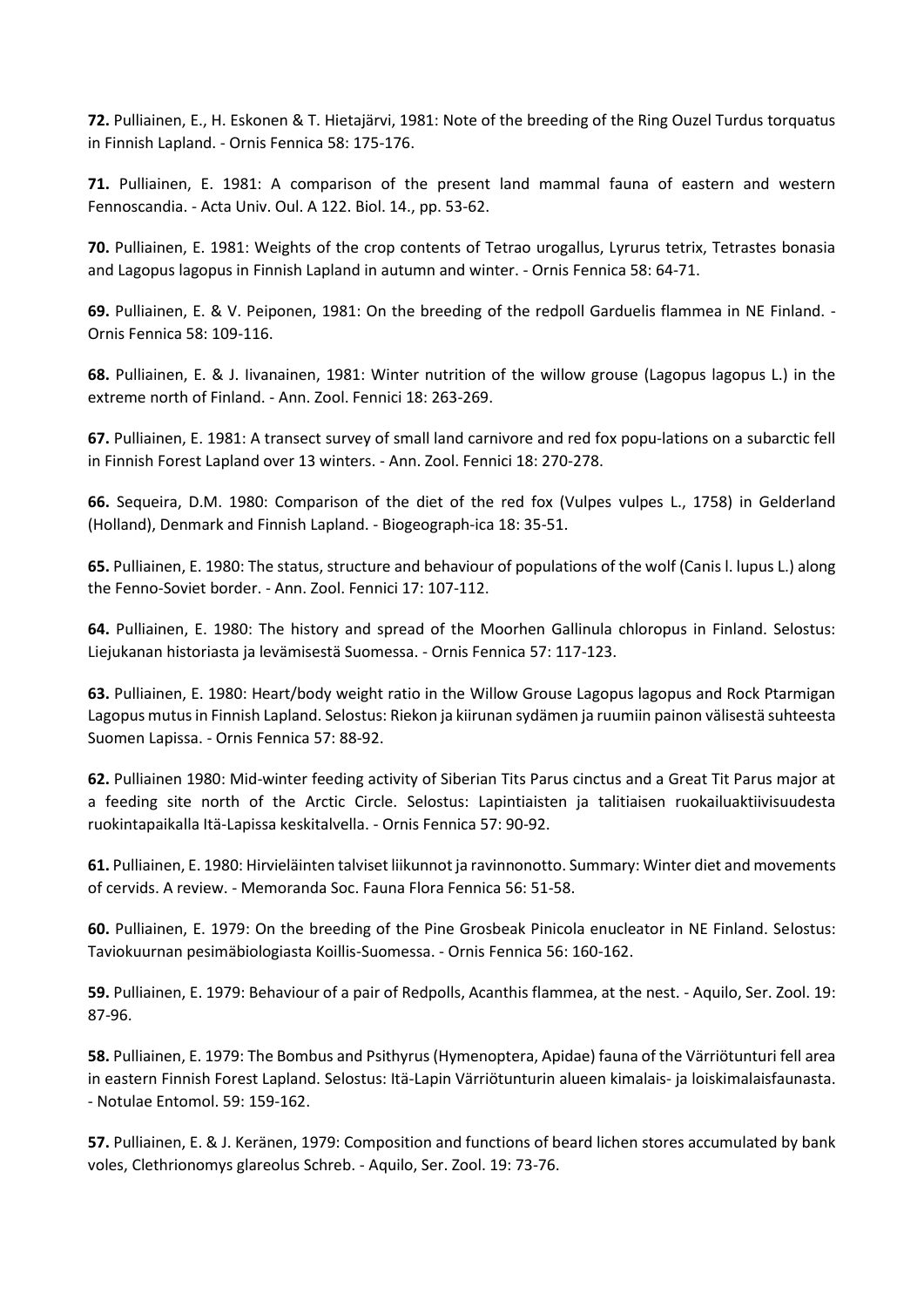**72.** Pulliainen, E., H. Eskonen & T. Hietajärvi, 1981: Note of the breeding of the Ring Ouzel Turdus torquatus in Finnish Lapland. - Ornis Fennica 58: 175-176.

**71.** Pulliainen, E. 1981: A comparison of the present land mammal fauna of eastern and western Fennoscandia. - Acta Univ. Oul. A 122. Biol. 14., pp. 53-62.

**70.** Pulliainen, E. 1981: Weights of the crop contents of Tetrao urogallus, Lyrurus tetrix, Tetrastes bonasia and Lagopus lagopus in Finnish Lapland in autumn and winter. - Ornis Fennica 58: 64-71.

**69.** Pulliainen, E. & V. Peiponen, 1981: On the breeding of the redpoll Garduelis flammea in NE Finland. - Ornis Fennica 58: 109-116.

**68.** Pulliainen, E. & J. Iivanainen, 1981: Winter nutrition of the willow grouse (Lagopus lagopus L.) in the extreme north of Finland. - Ann. Zool. Fennici 18: 263-269.

**67.** Pulliainen, E. 1981: A transect survey of small land carnivore and red fox popu-lations on a subarctic fell in Finnish Forest Lapland over 13 winters. - Ann. Zool. Fennici 18: 270-278.

**66.** Sequeira, D.M. 1980: Comparison of the diet of the red fox (Vulpes vulpes L., 1758) in Gelderland (Holland), Denmark and Finnish Lapland. - Biogeograph-ica 18: 35-51.

**65.** Pulliainen, E. 1980: The status, structure and behaviour of populations of the wolf (Canis l. lupus L.) along the Fenno-Soviet border. - Ann. Zool. Fennici 17: 107-112.

**64.** Pulliainen, E. 1980: The history and spread of the Moorhen Gallinula chloropus in Finland. Selostus: Liejukanan historiasta ja levämisestä Suomessa. - Ornis Fennica 57: 117-123.

**63.** Pulliainen, E. 1980: Heart/body weight ratio in the Willow Grouse Lagopus lagopus and Rock Ptarmigan Lagopus mutus in Finnish Lapland. Selostus: Riekon ja kiirunan sydämen ja ruumiin painon välisestä suhteesta Suomen Lapissa. - Ornis Fennica 57: 88-92.

**62.** Pulliainen 1980: Mid-winter feeding activity of Siberian Tits Parus cinctus and a Great Tit Parus major at a feeding site north of the Arctic Circle. Selostus: Lapintiaisten ja talitiaisen ruokailuaktiivisuudesta ruokintapaikalla Itä-Lapissa keskitalvella. - Ornis Fennica 57: 90-92.

**61.** Pulliainen, E. 1980: Hirvieläinten talviset liikunnot ja ravinnonotto. Summary: Winter diet and movements of cervids. A review. - Memoranda Soc. Fauna Flora Fennica 56: 51-58.

**60.** Pulliainen, E. 1979: On the breeding of the Pine Grosbeak Pinicola enucleator in NE Finland. Selostus: Taviokuurnan pesimäbiologiasta Koillis-Suomessa. - Ornis Fennica 56: 160-162.

**59.** Pulliainen, E. 1979: Behaviour of a pair of Redpolls, Acanthis flammea, at the nest. - Aquilo, Ser. Zool. 19: 87-96.

**58.** Pulliainen, E. 1979: The Bombus and Psithyrus (Hymenoptera, Apidae) fauna of the Värriötunturi fell area in eastern Finnish Forest Lapland. Selostus: Itä-Lapin Värriötunturin alueen kimalais- ja loiskimalaisfaunasta. - Notulae Entomol. 59: 159-162.

**57.** Pulliainen, E. & J. Keränen, 1979: Composition and functions of beard lichen stores accumulated by bank voles, Clethrionomys glareolus Schreb. - Aquilo, Ser. Zool. 19: 73-76.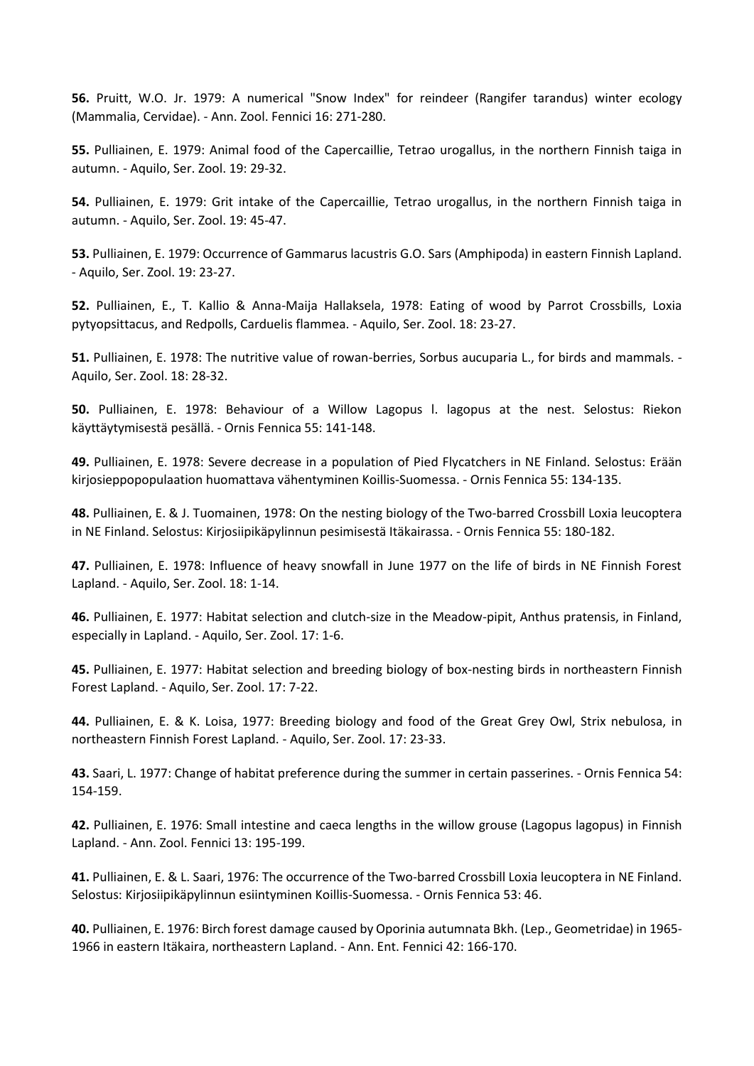**56.** Pruitt, W.O. Jr. 1979: A numerical "Snow Index" for reindeer (Rangifer tarandus) winter ecology (Mammalia, Cervidae). - Ann. Zool. Fennici 16: 271-280.

**55.** Pulliainen, E. 1979: Animal food of the Capercaillie, Tetrao urogallus, in the northern Finnish taiga in autumn. - Aquilo, Ser. Zool. 19: 29-32.

**54.** Pulliainen, E. 1979: Grit intake of the Capercaillie, Tetrao urogallus, in the northern Finnish taiga in autumn. - Aquilo, Ser. Zool. 19: 45-47.

**53.** Pulliainen, E. 1979: Occurrence of Gammarus lacustris G.O. Sars (Amphipoda) in eastern Finnish Lapland. - Aquilo, Ser. Zool. 19: 23-27.

**52.** Pulliainen, E., T. Kallio & Anna-Maija Hallaksela, 1978: Eating of wood by Parrot Crossbills, Loxia pytyopsittacus, and Redpolls, Carduelis flammea. - Aquilo, Ser. Zool. 18: 23-27.

**51.** Pulliainen, E. 1978: The nutritive value of rowan-berries, Sorbus aucuparia L., for birds and mammals. - Aquilo, Ser. Zool. 18: 28-32.

**50.** Pulliainen, E. 1978: Behaviour of a Willow Lagopus l. lagopus at the nest. Selostus: Riekon käyttäytymisestä pesällä. - Ornis Fennica 55: 141-148.

**49.** Pulliainen, E. 1978: Severe decrease in a population of Pied Flycatchers in NE Finland. Selostus: Erään kirjosieppopopulaation huomattava vähentyminen Koillis-Suomessa. - Ornis Fennica 55: 134-135.

**48.** Pulliainen, E. & J. Tuomainen, 1978: On the nesting biology of the Two-barred Crossbill Loxia leucoptera in NE Finland. Selostus: Kirjosiipikäpylinnun pesimisestä Itäkairassa. - Ornis Fennica 55: 180-182.

**47.** Pulliainen, E. 1978: Influence of heavy snowfall in June 1977 on the life of birds in NE Finnish Forest Lapland. - Aquilo, Ser. Zool. 18: 1-14.

**46.** Pulliainen, E. 1977: Habitat selection and clutch-size in the Meadow-pipit, Anthus pratensis, in Finland, especially in Lapland. - Aquilo, Ser. Zool. 17: 1-6.

**45.** Pulliainen, E. 1977: Habitat selection and breeding biology of box-nesting birds in northeastern Finnish Forest Lapland. - Aquilo, Ser. Zool. 17: 7-22.

**44.** Pulliainen, E. & K. Loisa, 1977: Breeding biology and food of the Great Grey Owl, Strix nebulosa, in northeastern Finnish Forest Lapland. - Aquilo, Ser. Zool. 17: 23-33.

**43.** Saari, L. 1977: Change of habitat preference during the summer in certain passerines. - Ornis Fennica 54: 154-159.

**42.** Pulliainen, E. 1976: Small intestine and caeca lengths in the willow grouse (Lagopus lagopus) in Finnish Lapland. - Ann. Zool. Fennici 13: 195-199.

**41.** Pulliainen, E. & L. Saari, 1976: The occurrence of the Two-barred Crossbill Loxia leucoptera in NE Finland. Selostus: Kirjosiipikäpylinnun esiintyminen Koillis-Suomessa. - Ornis Fennica 53: 46.

**40.** Pulliainen, E. 1976: Birch forest damage caused by Oporinia autumnata Bkh. (Lep., Geometridae) in 1965-1966 in eastern Itäkaira, northeastern Lapland. - Ann. Ent. Fennici 42: 166-170.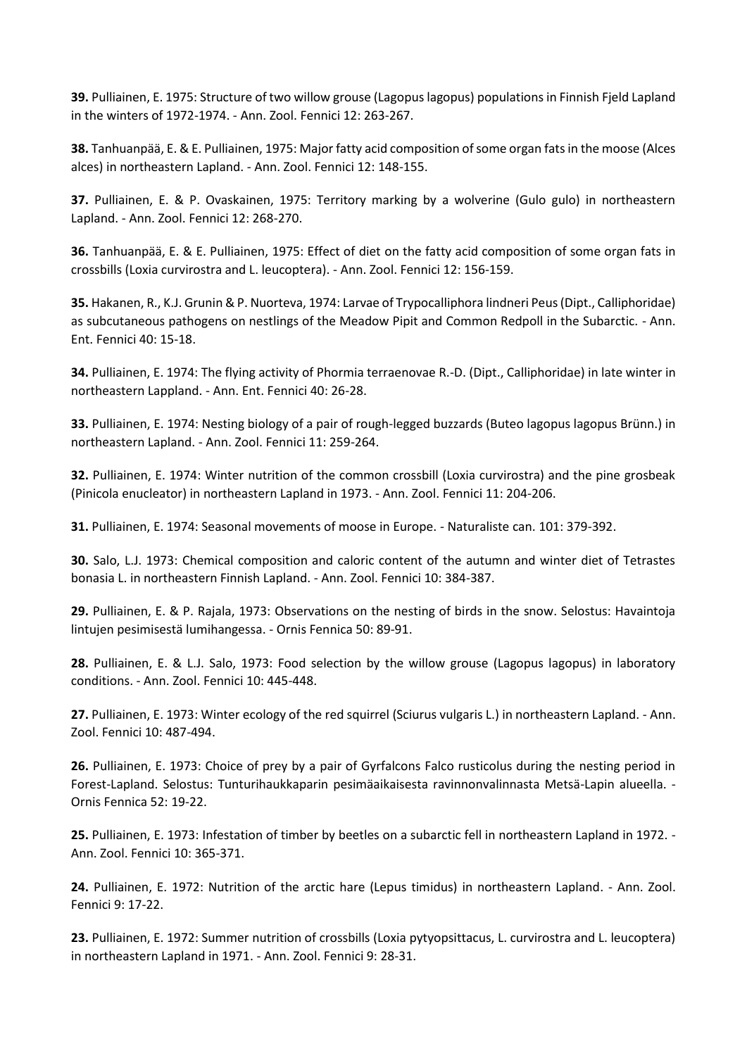**39.** Pulliainen, E. 1975: Structure of two willow grouse (Lagopus lagopus) populations in Finnish Fjeld Lapland in the winters of 1972-1974. - Ann. Zool. Fennici 12: 263-267.

**38.** Tanhuanpää, E. & E. Pulliainen, 1975: Major fatty acid composition of some organ fats in the moose (Alces alces) in northeastern Lapland. - Ann. Zool. Fennici 12: 148-155.

**37.** Pulliainen, E. & P. Ovaskainen, 1975: Territory marking by a wolverine (Gulo gulo) in northeastern Lapland. - Ann. Zool. Fennici 12: 268-270.

**36.** Tanhuanpää, E. & E. Pulliainen, 1975: Effect of diet on the fatty acid composition of some organ fats in crossbills (Loxia curvirostra and L. leucoptera). - Ann. Zool. Fennici 12: 156-159.

**35.** Hakanen, R., K.J. Grunin & P. Nuorteva, 1974: Larvae of Trypocalliphora lindneri Peus (Dipt., Calliphoridae) as subcutaneous pathogens on nestlings of the Meadow Pipit and Common Redpoll in the Subarctic. - Ann. Ent. Fennici 40: 15-18.

**34.** Pulliainen, E. 1974: The flying activity of Phormia terraenovae R.-D. (Dipt., Calliphoridae) in late winter in northeastern Lappland. - Ann. Ent. Fennici 40: 26-28.

**33.** Pulliainen, E. 1974: Nesting biology of a pair of rough-legged buzzards (Buteo lagopus lagopus Brünn.) in northeastern Lapland. - Ann. Zool. Fennici 11: 259-264.

**32.** Pulliainen, E. 1974: Winter nutrition of the common crossbill (Loxia curvirostra) and the pine grosbeak (Pinicola enucleator) in northeastern Lapland in 1973. - Ann. Zool. Fennici 11: 204-206.

**31.** Pulliainen, E. 1974: Seasonal movements of moose in Europe. - Naturaliste can. 101: 379-392.

**30.** Salo, L.J. 1973: Chemical composition and caloric content of the autumn and winter diet of Tetrastes bonasia L. in northeastern Finnish Lapland. - Ann. Zool. Fennici 10: 384-387.

**29.** Pulliainen, E. & P. Rajala, 1973: Observations on the nesting of birds in the snow. Selostus: Havaintoja lintujen pesimisestä lumihangessa. - Ornis Fennica 50: 89-91.

**28.** Pulliainen, E. & L.J. Salo, 1973: Food selection by the willow grouse (Lagopus lagopus) in laboratory conditions. - Ann. Zool. Fennici 10: 445-448.

**27.** Pulliainen, E. 1973: Winter ecology of the red squirrel (Sciurus vulgaris L.) in northeastern Lapland. - Ann. Zool. Fennici 10: 487-494.

**26.** Pulliainen, E. 1973: Choice of prey by a pair of Gyrfalcons Falco rusticolus during the nesting period in Forest-Lapland. Selostus: Tunturihaukkaparin pesimäaikaisesta ravinnonvalinnasta Metsä-Lapin alueella. - Ornis Fennica 52: 19-22.

**25.** Pulliainen, E. 1973: Infestation of timber by beetles on a subarctic fell in northeastern Lapland in 1972. - Ann. Zool. Fennici 10: 365-371.

**24.** Pulliainen, E. 1972: Nutrition of the arctic hare (Lepus timidus) in northeastern Lapland. - Ann. Zool. Fennici 9: 17-22.

**23.** Pulliainen, E. 1972: Summer nutrition of crossbills (Loxia pytyopsittacus, L. curvirostra and L. leucoptera) in northeastern Lapland in 1971. - Ann. Zool. Fennici 9: 28-31.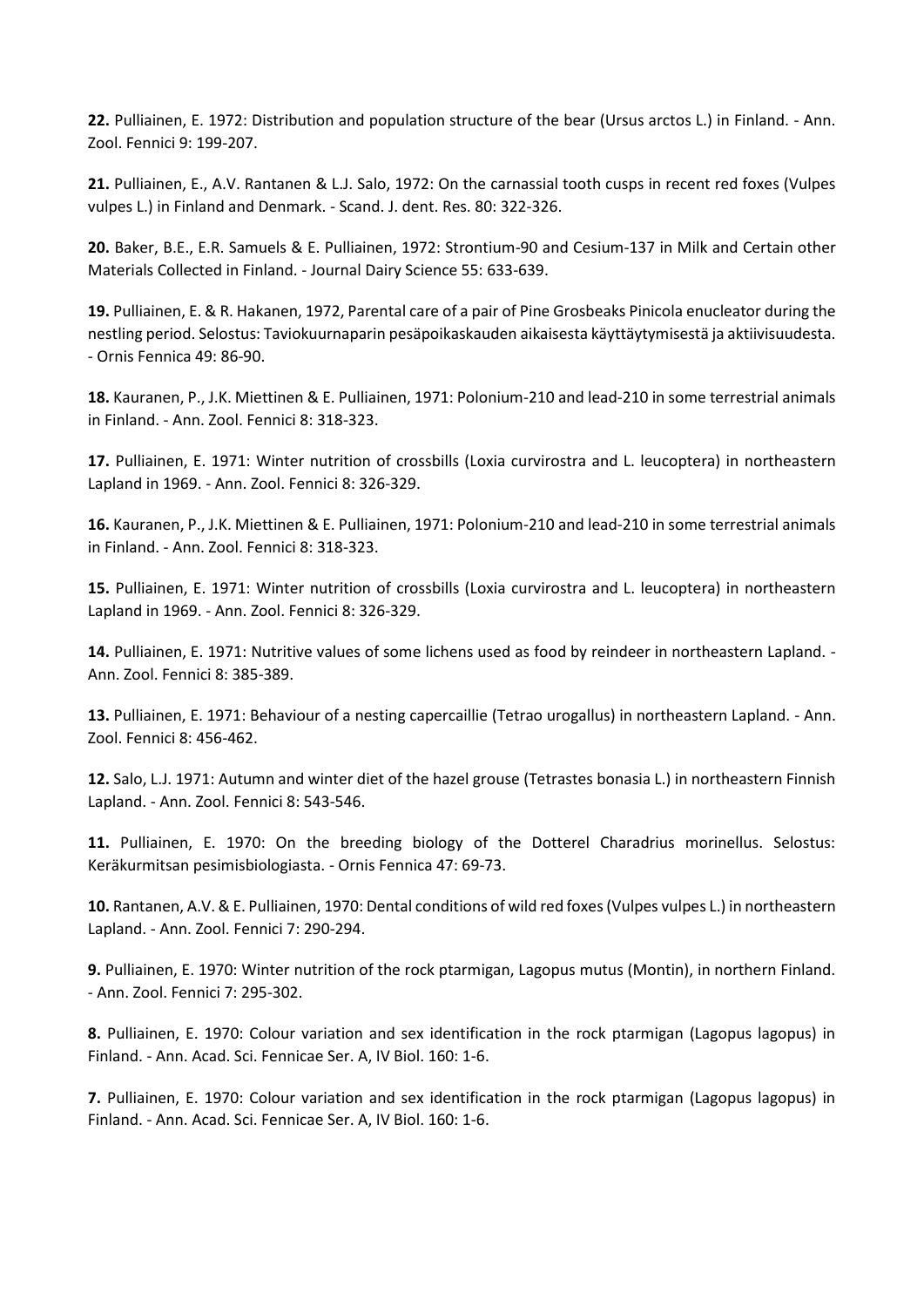**22.** Pulliainen, E. 1972: Distribution and population structure of the bear (Ursus arctos L.) in Finland. - Ann. Zool. Fennici 9: 199-207.

**21.** Pulliainen, E., A.V. Rantanen & L.J. Salo, 1972: On the carnassial tooth cusps in recent red foxes (Vulpes vulpes L.) in Finland and Denmark. - Scand. J. dent. Res. 80: 322-326.

**20.** Baker, B.E., E.R. Samuels & E. Pulliainen, 1972: Strontium-90 and Cesium-137 in Milk and Certain other Materials Collected in Finland. - Journal Dairy Science 55: 633-639.

**19.** Pulliainen, E. & R. Hakanen, 1972, Parental care of a pair of Pine Grosbeaks Pinicola enucleator during the nestling period. Selostus: Taviokuurnaparin pesäpoikaskauden aikaisesta käyttäytymisestä ja aktiivisuudesta. - Ornis Fennica 49: 86-90.

**18.** Kauranen, P., J.K. Miettinen & E. Pulliainen, 1971: Polonium-210 and lead-210 in some terrestrial animals in Finland. - Ann. Zool. Fennici 8: 318-323.

**17.** Pulliainen, E. 1971: Winter nutrition of crossbills (Loxia curvirostra and L. leucoptera) in northeastern Lapland in 1969. - Ann. Zool. Fennici 8: 326-329.

**16.** Kauranen, P., J.K. Miettinen & E. Pulliainen, 1971: Polonium-210 and lead-210 in some terrestrial animals in Finland. - Ann. Zool. Fennici 8: 318-323.

**15.** Pulliainen, E. 1971: Winter nutrition of crossbills (Loxia curvirostra and L. leucoptera) in northeastern Lapland in 1969. - Ann. Zool. Fennici 8: 326-329.

**14.** Pulliainen, E. 1971: Nutritive values of some lichens used as food by reindeer in northeastern Lapland. - Ann. Zool. Fennici 8: 385-389.

**13.** Pulliainen, E. 1971: Behaviour of a nesting capercaillie (Tetrao urogallus) in northeastern Lapland. - Ann. Zool. Fennici 8: 456-462.

**12.** Salo, L.J. 1971: Autumn and winter diet of the hazel grouse (Tetrastes bonasia L.) in northeastern Finnish Lapland. - Ann. Zool. Fennici 8: 543-546.

**11.** Pulliainen, E. 1970: On the breeding biology of the Dotterel Charadrius morinellus. Selostus: Keräkurmitsan pesimisbiologiasta. - Ornis Fennica 47: 69-73.

**10.** Rantanen, A.V. & E. Pulliainen, 1970: Dental conditions of wild red foxes (Vulpes vulpes L.) in northeastern Lapland. - Ann. Zool. Fennici 7: 290-294.

**9.** Pulliainen, E. 1970: Winter nutrition of the rock ptarmigan, Lagopus mutus (Montin), in northern Finland. - Ann. Zool. Fennici 7: 295-302.

**8.** Pulliainen, E. 1970: Colour variation and sex identification in the rock ptarmigan (Lagopus lagopus) in Finland. - Ann. Acad. Sci. Fennicae Ser. A, IV Biol. 160: 1-6.

**7.** Pulliainen, E. 1970: Colour variation and sex identification in the rock ptarmigan (Lagopus lagopus) in Finland. - Ann. Acad. Sci. Fennicae Ser. A, IV Biol. 160: 1-6.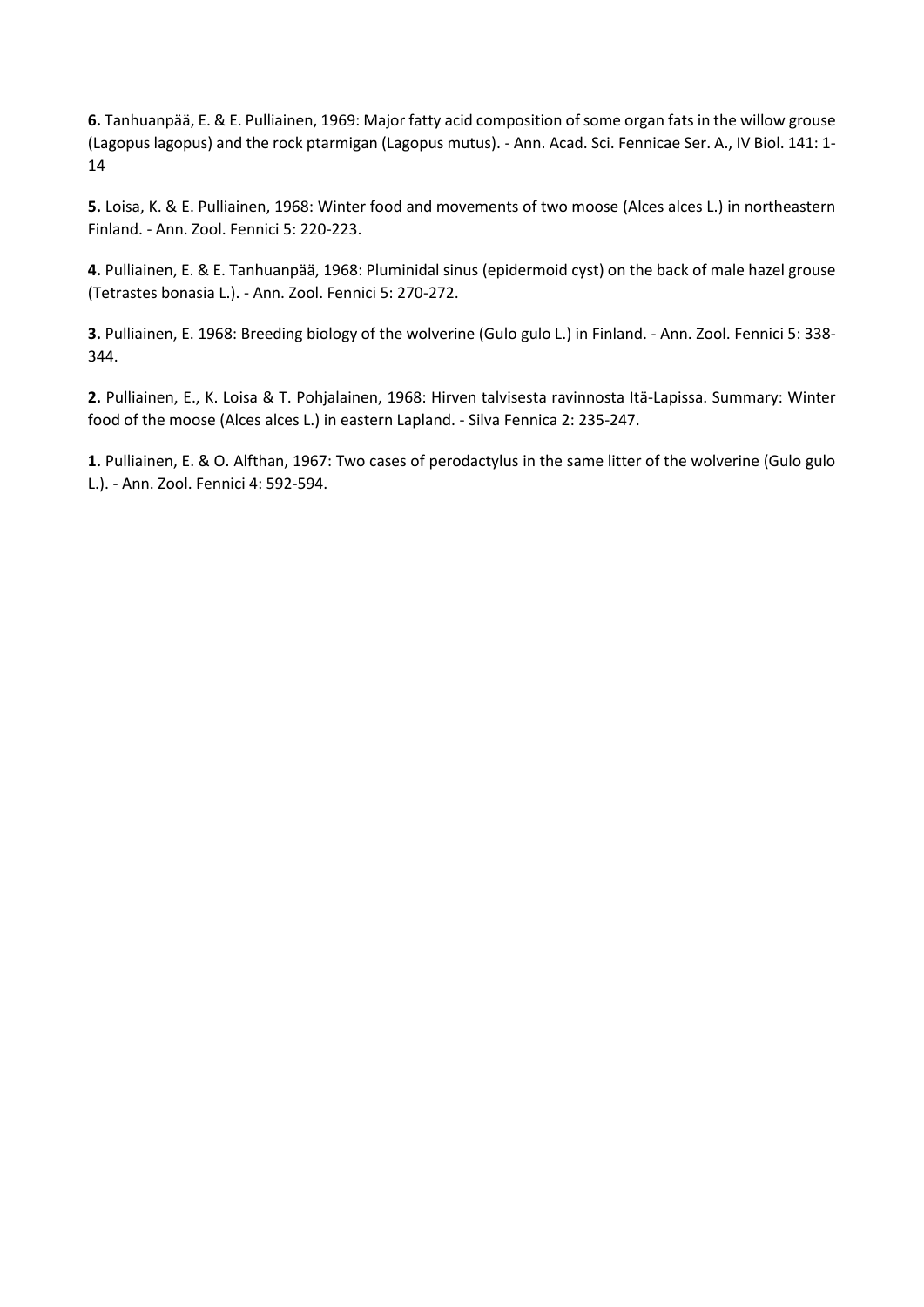**6.** Tanhuanpää, E. & E. Pulliainen, 1969: Major fatty acid composition of some organ fats in the willow grouse (Lagopus lagopus) and the rock ptarmigan (Lagopus mutus). - Ann. Acad. Sci. Fennicae Ser. A., IV Biol. 141: 1-14

**5.** Loisa, K. & E. Pulliainen, 1968: Winter food and movements of two moose (Alces alces L.) in northeastern Finland. - Ann. Zool. Fennici 5: 220-223.

**4.** Pulliainen, E. & E. Tanhuanpää, 1968: Pluminidal sinus (epidermoid cyst) on the back of male hazel grouse (Tetrastes bonasia L.). - Ann. Zool. Fennici 5: 270-272.

**3.** Pulliainen, E. 1968: Breeding biology of the wolverine (Gulo gulo L.) in Finland. - Ann. Zool. Fennici 5: 338-344.

**2.** Pulliainen, E., K. Loisa & T. Pohjalainen, 1968: Hirven talvisesta ravinnosta Itä-Lapissa. Summary: Winter food of the moose (Alces alces L.) in eastern Lapland. - Silva Fennica 2: 235-247.

**1.** Pulliainen, E. & O. Alfthan, 1967: Two cases of perodactylus in the same litter of the wolverine (Gulo gulo L.). - Ann. Zool. Fennici 4: 592-594.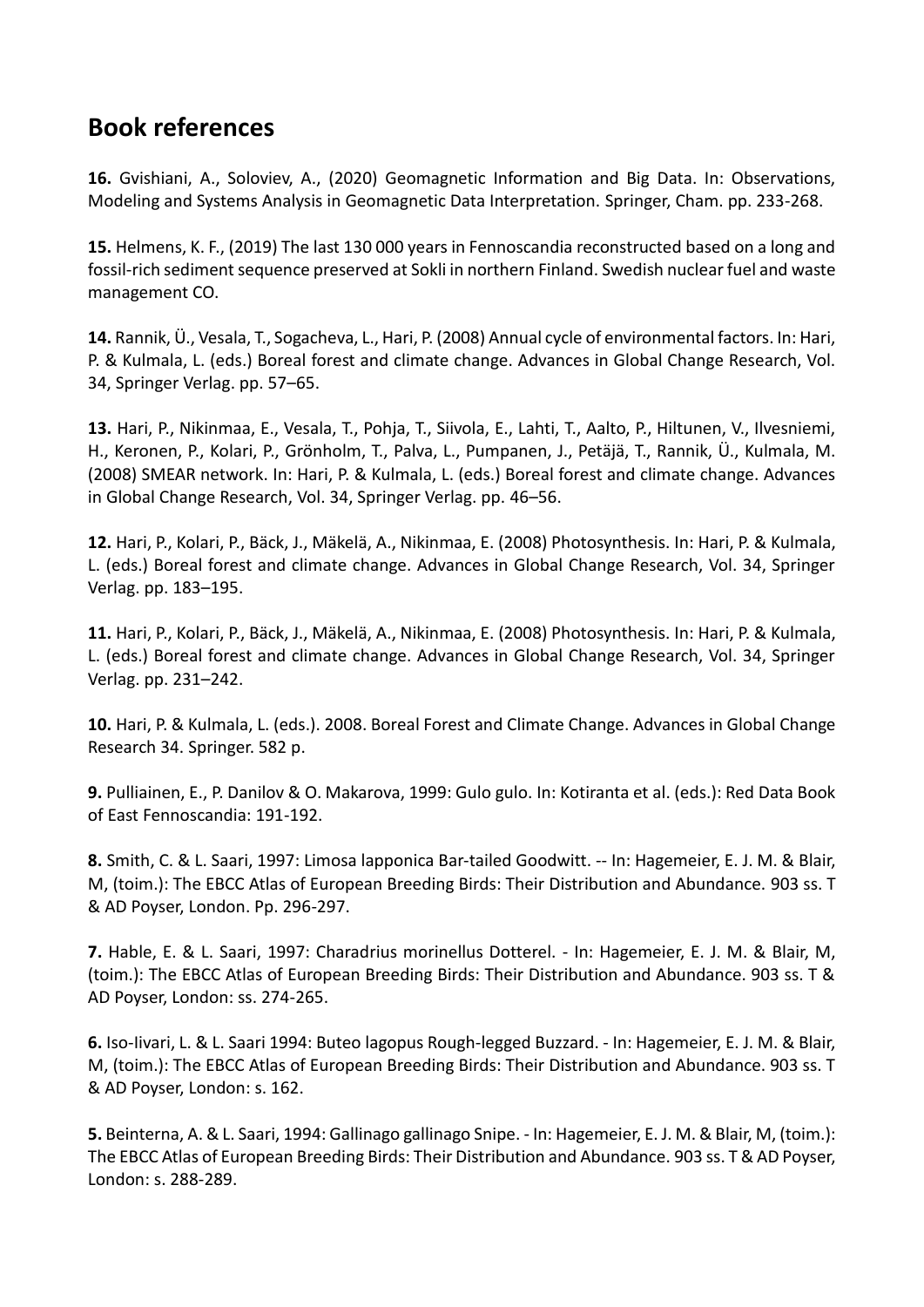## Book references

**16.** Gvishiani, A., Soloviev, A., (2020) Geomagnetic Information and Big Data. In: Observations, Modeling and Systems Analysis in Geomagnetic Data Interpretation. Springer, Cham. pp. 233-268.

**15.** Helmens, K. F., (2019) The last 130 000 years in Fennoscandia reconstructed based on a long and fossil-rich sediment sequence preserved at Sokli in northern Finland. Swedish nuclear fuel and waste management CO.

**14.** Rannik, Ü., Vesala, T., Sogacheva, L., Hari, P. (2008) Annual cycle of environmental factors. In: Hari, P. & Kulmala, L. (eds.) Boreal forest and climate change. Advances in Global Change Research, Vol. 34, Springer Verlag. pp. 57–65.

**13.** Hari, P., Nikinmaa, E., Vesala, T., Pohja, T., Siivola, E., Lahti, T., Aalto, P., Hiltunen, V., Ilvesniemi, H., Keronen, P., Kolari, P., Grönholm, T., Palva, L., Pumpanen, J., Petäjä, T., Rannik, Ü., Kulmala, M. (2008) SMEAR network. In: Hari, P. & Kulmala, L. (eds.) Boreal forest and climate change. Advances in Global Change Research, Vol. 34, Springer Verlag. pp. 46–56.

**12.** Hari, P., Kolari, P., Bäck, J., Mäkelä, A., Nikinmaa, E. (2008) Photosynthesis. In: Hari, P. & Kulmala, L. (eds.) Boreal forest and climate change. Advances in Global Change Research, Vol. 34, Springer Verlag. pp. 183–195.

**11.** Hari, P., Kolari, P., Bäck, J., Mäkelä, A., Nikinmaa, E. (2008) Photosynthesis. In: Hari, P. & Kulmala, L. (eds.) Boreal forest and climate change. Advances in Global Change Research, Vol. 34, Springer Verlag. pp. 231–242.

**10.** Hari, P. & Kulmala, L. (eds.). 2008. Boreal Forest and Climate Change. Advances in Global Change Research 34. Springer. 582 p.

**9.** Pulliainen, E., P. Danilov & O. Makarova, 1999: Gulo gulo. In: Kotiranta et al. (eds.): Red Data Book of East Fennoscandia: 191-192.

**8.** Smith, C. & L. Saari, 1997: Limosa lapponica Bar-tailed Goodwitt. -- In: Hagemeier, E. J. M. & Blair, M, (toim.): The EBCC Atlas of European Breeding Birds: Their Distribution and Abundance. 903 ss. T & AD Poyser, London. Pp. 296-297.

**7.** Hable, E. & L. Saari, 1997: Charadrius morinellus Dotterel. - In: Hagemeier, E. J. M. & Blair, M, (toim.): The EBCC Atlas of European Breeding Birds: Their Distribution and Abundance. 903 ss. T & AD Poyser, London: ss. 274-265.

**6.** Iso-Iivari, L. & L. Saari 1994: Buteo lagopus Rough-legged Buzzard. - In: Hagemeier, E. J. M. & Blair, M, (toim.): The EBCC Atlas of European Breeding Birds: Their Distribution and Abundance. 903 ss. T & AD Poyser, London: s. 162.

**5.** Beinterna, A. & L. Saari, 1994: Gallinago gallinago Snipe. - In: Hagemeier, E. J. M. & Blair, M, (toim.): The EBCC Atlas of European Breeding Birds: Their Distribution and Abundance. 903 ss. T & AD Poyser, London: s. 288-289.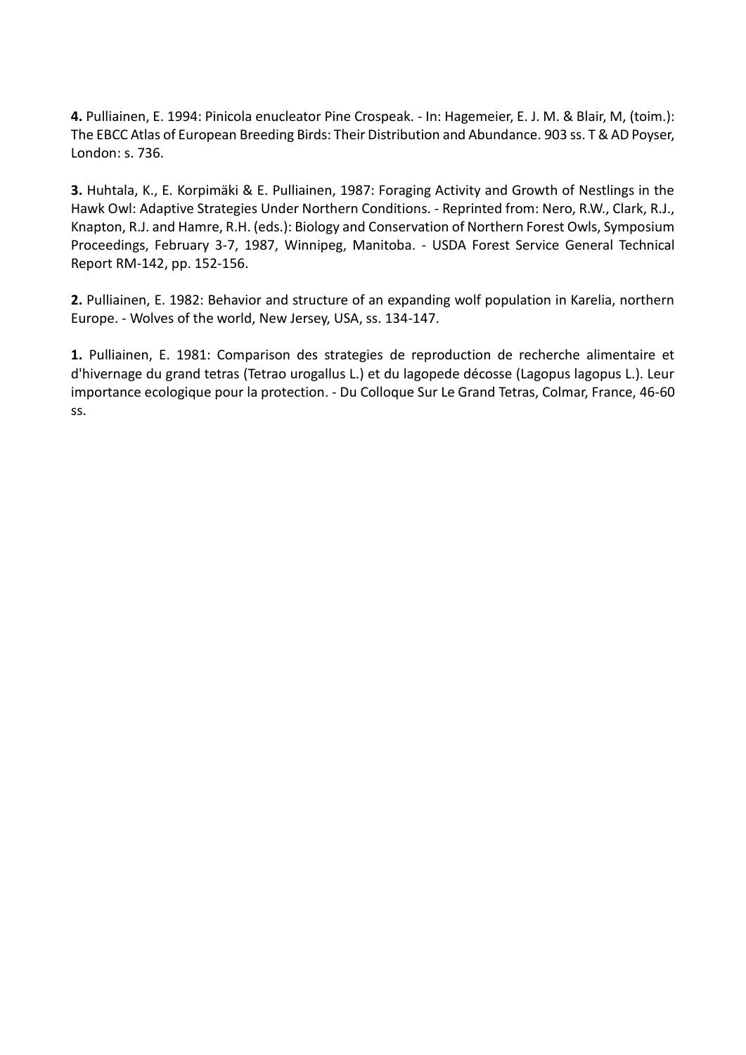**4.** Pulliainen, E. 1994: Pinicola enucleator Pine Crospeak. - In: Hagemeier, E. J. M. & Blair, M, (toim.): The EBCC Atlas of European Breeding Birds: Their Distribution and Abundance. 903 ss. T & AD Poyser, London: s. 736.

**3.** Huhtala, K., E. Korpimäki & E. Pulliainen, 1987: Foraging Activity and Growth of Nestlings in the Hawk Owl: Adaptive Strategies Under Northern Conditions. - Reprinted from: Nero, R.W., Clark, R.J., Knapton, R.J. and Hamre, R.H. (eds.): Biology and Conservation of Northern Forest Owls, Symposium Proceedings, February 3-7, 1987, Winnipeg, Manitoba. - USDA Forest Service General Technical Report RM-142, pp. 152-156.

**2.** Pulliainen, E. 1982: Behavior and structure of an expanding wolf population in Karelia, northern Europe. - Wolves of the world, New Jersey, USA, ss. 134-147.

**1.** Pulliainen, E. 1981: Comparison des strategies de reproduction de recherche alimentaire et d'hivernage du grand tetras (Tetrao urogallus L.) et du lagopede décosse (Lagopus lagopus L.). Leur importance ecologique pour la protection. - Du Colloque Sur Le Grand Tetras, Colmar, France, 46-60 ss.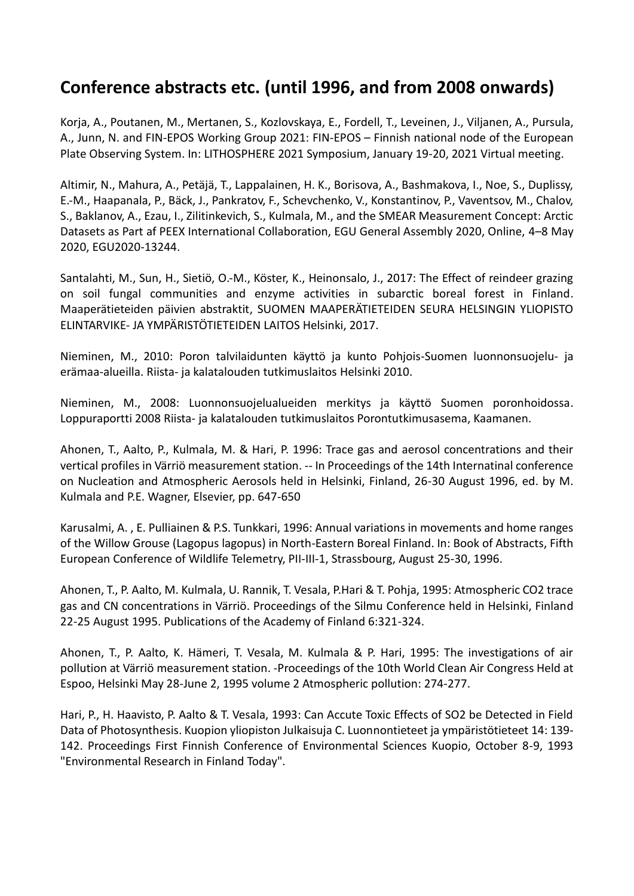## Conference abstracts etc. (until 1996, and from 2008 onwards)

Korja, A., Poutanen, M., Mertanen, S., Kozlovskaya, E., Fordell, T., Leveinen, J., Viljanen, A., Pursula, A., Junn, N. and FIN-EPOS Working Group 2021: FIN-EPOS – Finnish national node of the European Plate Observing System. In: LITHOSPHERE 2021 Symposium, January 19-20, 2021 Virtual meeting.

Altimir, N., Mahura, A., Petäjä, T., Lappalainen, H. K., Borisova, A., Bashmakova, I., Noe, S., Duplissy, E.-M., Haapanala, P., Bäck, J., Pankratov, F., Schevchenko, V., Konstantinov, P., Vaventsov, M., Chalov, S., Baklanov, A., Ezau, I., Zilitinkevich, S., Kulmala, M., and the SMEAR Measurement Concept: Arctic Datasets as Part af PEEX International Collaboration, EGU General Assembly 2020, Online, 4–8 May 2020, EGU2020-13244.

Santalahti, M., Sun, H., Sietiö, O.-M., Köster, K., Heinonsalo, J., 2017: The Effect of reindeer grazing on soil fungal communities and enzyme activities in subarctic boreal forest in Finland. Maaperätieteiden päivien abstraktit, SUOMEN MAAPERÄTIETEIDEN SEURA HELSINGIN YLIOPISTO ELINTARVIKE- JA YMPÄRISTÖTIETEIDEN LAITOS Helsinki, 2017.

Nieminen, M., 2010: Poron talvilaidunten käyttö ja kunto Pohjois-Suomen luonnonsuojelu- ja erämaa-alueilla. Riista- ja kalatalouden tutkimuslaitos Helsinki 2010.

Nieminen, M., 2008: Luonnonsuojelualueiden merkitys ja käyttö Suomen poronhoidossa. Loppuraportti 2008 Riista- ja kalatalouden tutkimuslaitos Porontutkimusasema, Kaamanen.

Ahonen, T., Aalto, P., Kulmala, M. & Hari, P. 1996: Trace gas and aerosol concentrations and their vertical profiles in Värriö measurement station. -- In Proceedings of the 14th Internatinal conference on Nucleation and Atmospheric Aerosols held in Helsinki, Finland, 26-30 August 1996, ed. by M. Kulmala and P.E. Wagner, Elsevier, pp. 647-650

Karusalmi, A. , E. Pulliainen & P.S. Tunkkari, 1996: Annual variations in movements and home ranges of the Willow Grouse (Lagopus lagopus) in North-Eastern Boreal Finland. In: Book of Abstracts, Fifth European Conference of Wildlife Telemetry, PII-III-1, Strassbourg, August 25-30, 1996.

Ahonen, T., P. Aalto, M. Kulmala, U. Rannik, T. Vesala, P.Hari & T. Pohja, 1995: Atmospheric $CO_2$ trace gas and CN concentrations in Värriö. Proceedings of the Silmu Conference held in Helsinki, Finland 22-25 August 1995. Publications of the Academy of Finland 6:321-324.

Ahonen, T., P. Aalto, K. Hämeri, T. Vesala, M. Kulmala & P. Hari, 1995: The investigations of air pollution at Värriö measurement station. -Proceedings of the 10th World Clean Air Congress Held at Espoo, Helsinki May 28-June 2, 1995 volume 2 Atmospheric pollution: 274-277.

Hari, P., H. Haavisto, P. Aalto & T. Vesala, 1993: Can Accute Toxic Effects of $SO_2$ be Detected in Field Data of Photosynthesis. Kuopion yliopiston Julkaisuja C. Luonnontieteet ja ympäristötieteet 14: 139-142. Proceedings First Finnish Conference of Environmental Sciences Kuopio, October 8-9, 1993 "Environmental Research in Finland Today".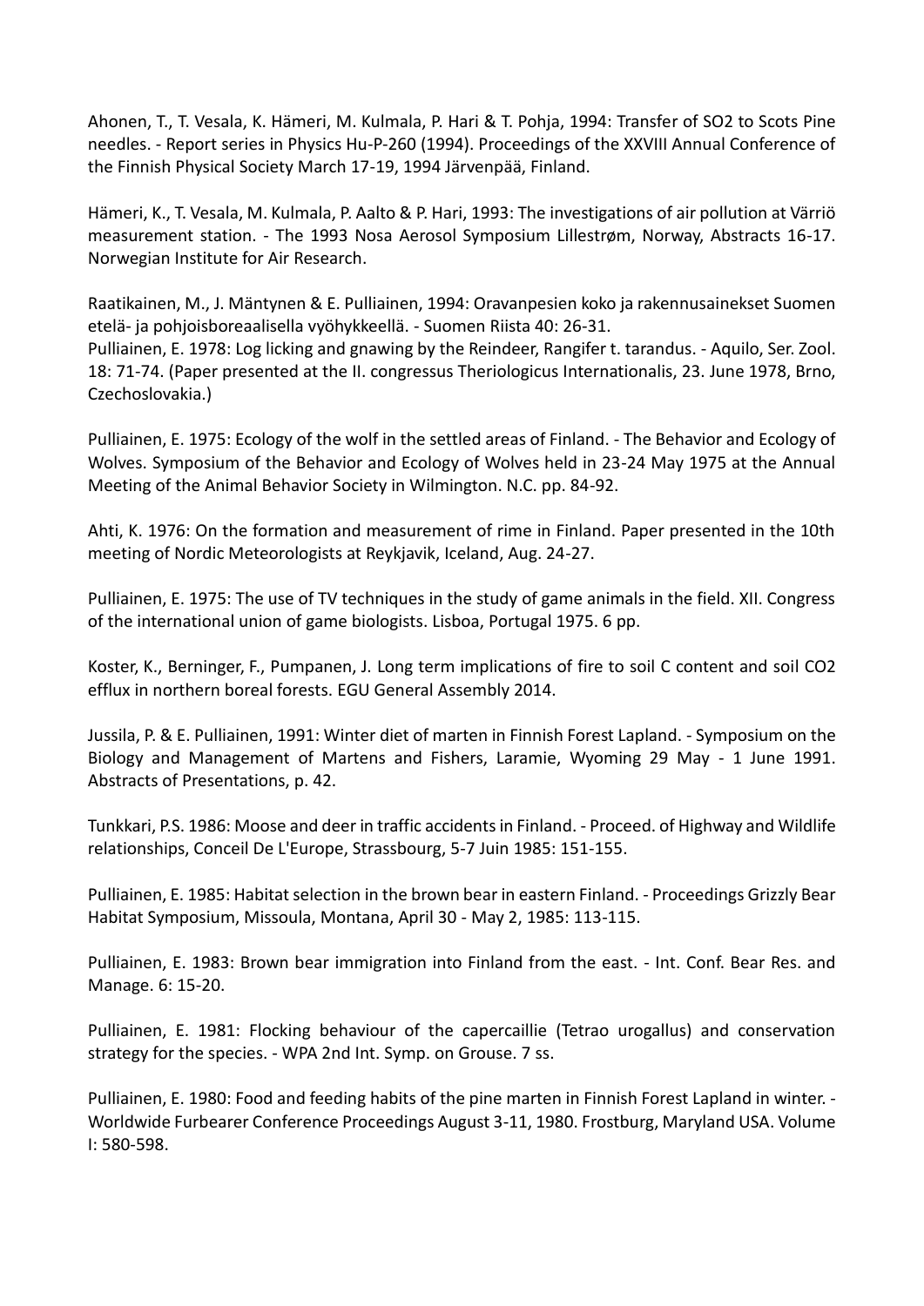Ahonen, T., T. Vesala, K. Hämeri, M. Kulmala, P. Hari & T. Pohja, 1994: Transfer of $SO_2$ to Scots Pine needles. - Report series in Physics Hu-P-260 (1994). Proceedings of the XXVIII Annual Conference of the Finnish Physical Society March 17-19, 1994 Järvenpää, Finland.

Hämeri, K., T. Vesala, M. Kulmala, P. Aalto & P. Hari, 1993: The investigations of air pollution at Värriö measurement station. - The 1993 Nosa Aerosol Symposium Lillestrøm, Norway, Abstracts 16-17. Norwegian Institute for Air Research.

Raatikainen, M., J. Mäntynen & E. Pulliainen, 1994: Oravanpesien koko ja rakennusainekset Suomen etelä- ja pohjoisboreaalisella vyöhykkeellä. - Suomen Riista 40: 26-31.
Pulliainen, E. 1978: Log licking and gnawing by the Reindeer, Rangifer t. tarandus. - Aquilo, Ser. Zool. 18: 71-74. (Paper presented at the II. congressus Theriologicus Internationalis, 23. June 1978, Brno, Czechoslovakia.)

Pulliainen, E. 1975: Ecology of the wolf in the settled areas of Finland. - The Behavior and Ecology of Wolves. Symposium of the Behavior and Ecology of Wolves held in 23-24 May 1975 at the Annual Meeting of the Animal Behavior Society in Wilmington. N.C. pp. 84-92.

Ahti, K. 1976: On the formation and measurement of rime in Finland. Paper presented in the 10th meeting of Nordic Meteorologists at Reykjavik, Iceland, Aug. 24-27.

Pulliainen, E. 1975: The use of TV techniques in the study of game animals in the field. XII. Congress of the international union of game biologists. Lisboa, Portugal 1975. 6 pp.

Koster, K., Berninger, F., Pumpanen, J. Long term implications of fire to soil C content and soil $CO_2$ efflux in northern boreal forests. EGU General Assembly 2014.

Jussila, P. & E. Pulliainen, 1991: Winter diet of marten in Finnish Forest Lapland. - Symposium on the Biology and Management of Martens and Fishers, Laramie, Wyoming 29 May - 1 June 1991. Abstracts of Presentations, p. 42.

Tunkkari, P.S. 1986: Moose and deer in traffic accidents in Finland. - Proceed. of Highway and Wildlife relationships, Conceil De L'Europe, Strassbourg, 5-7 Juin 1985: 151-155.

Pulliainen, E. 1985: Habitat selection in the brown bear in eastern Finland. - Proceedings Grizzly Bear Habitat Symposium, Missoula, Montana, April 30 - May 2, 1985: 113-115.

Pulliainen, E. 1983: Brown bear immigration into Finland from the east. - Int. Conf. Bear Res. and Manage. 6: 15-20.

Pulliainen, E. 1981: Flocking behaviour of the capercaillie (Tetrao urogallus) and conservation strategy for the species. - WPA 2nd Int. Symp. on Grouse. 7 ss.

Pulliainen, E. 1980: Food and feeding habits of the pine marten in Finnish Forest Lapland in winter. - Worldwide Furbearer Conference Proceedings August 3-11, 1980. Frostburg, Maryland USA. Volume I: 580-598.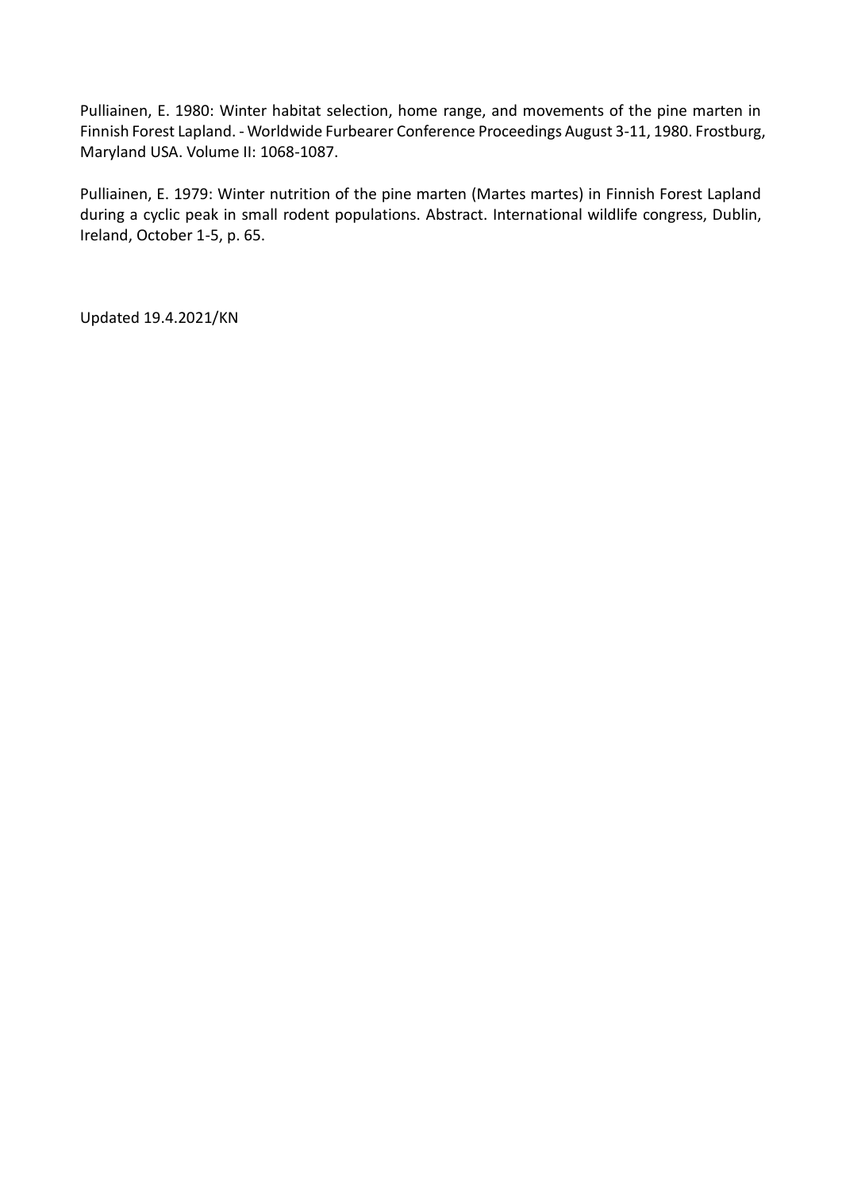Pulliainen, E. 1980: Winter habitat selection, home range, and movements of the pine marten in Finnish Forest Lapland. - Worldwide Furbearer Conference Proceedings August 3-11, 1980. Frostburg, Maryland USA. Volume II: 1068-1087.

Pulliainen, E. 1979: Winter nutrition of the pine marten (Martes martes) in Finnish Forest Lapland during a cyclic peak in small rodent populations. Abstract. International wildlife congress, Dublin, Ireland, October 1-5, p. 65.

Updated 19.4.2021/KN